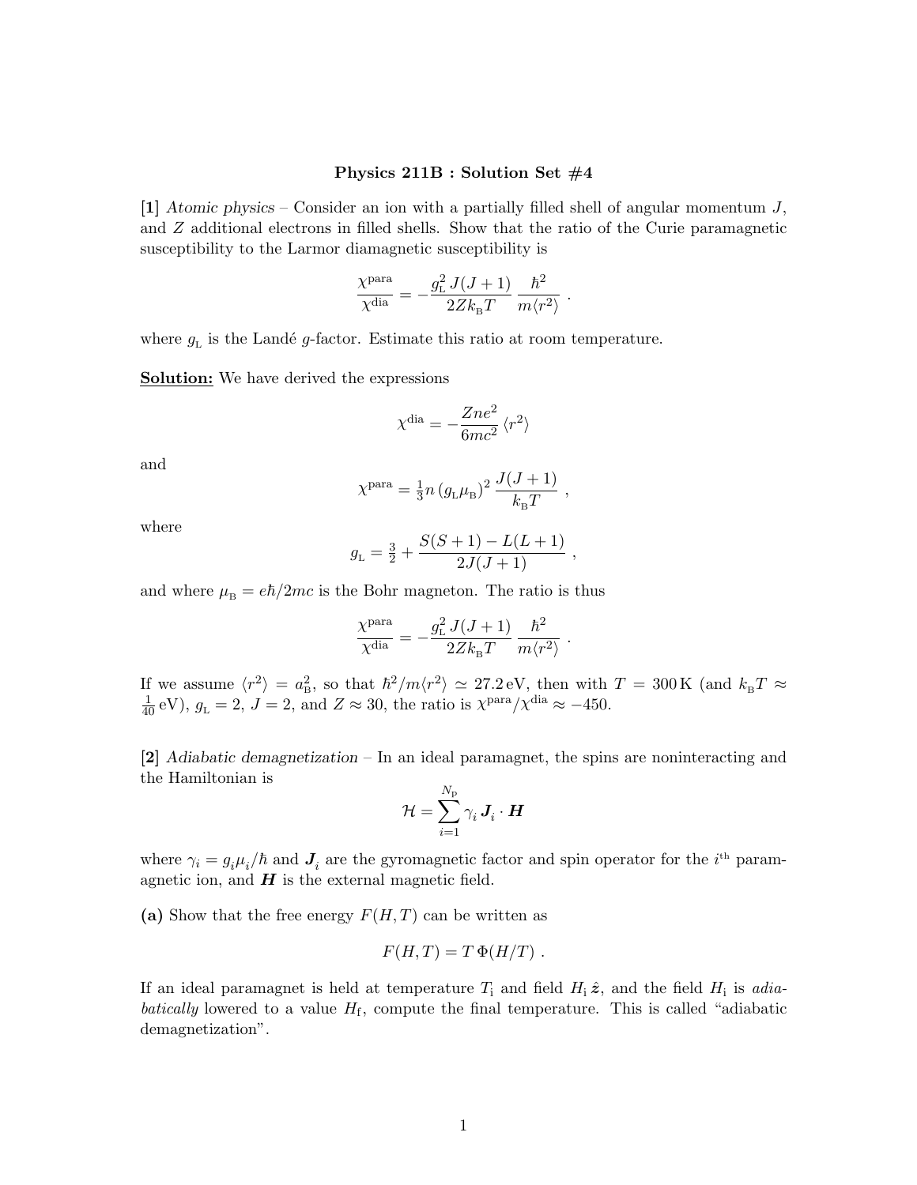**Physics 211B : Solution Set #4**

**[1]** *Atomic physics* – Consider an ion with a partially filled shell of angular momentum $J$, and $Z$ additional electrons in filled shells. Show that the ratio of the Curie paramagnetic susceptibility to the Larmor diamagnetic susceptibility is

$$\frac{\chi^{\rm para}}{\chi^{\rm dia}} = -\frac{g_{\rm L}^2\, J(J+1)}{2Z k_{\rm B} T}\, \frac{\hbar^2}{m\langle r^2\rangle} \ .$$

where $g_{\rm L}$ is the Landé $g$-factor. Estimate this ratio at room temperature.

**Solution:** We have derived the expressions

$$\chi^{\rm dia} = -\frac{Zne^2}{6mc^2}\,\langle r^2\rangle$$

and

$$\chi^{\rm para} = \tfrac{1}{3} n\,(g_{\rm L}\mu_{\rm B})^2\,\frac{J(J+1)}{k_{\rm B}T} \ ,$$

where

$$g_{\rm L} = \tfrac{3}{2} + \frac{S(S+1)-L(L+1)}{2J(J+1)} \ ,$$

and where $\mu_{\rm B} = e\hbar/2mc$ is the Bohr magneton. The ratio is thus

$$\frac{\chi^{\rm para}}{\chi^{\rm dia}} = -\frac{g_{\rm L}^2\, J(J+1)}{2Z k_{\rm B} T}\, \frac{\hbar^2}{m\langle r^2\rangle} \ .$$

If we assume $\langle r^2\rangle = a_{\rm B}^2$, so that $\hbar^2/m\langle r^2\rangle \simeq 27.2\,{\rm eV}$, then with $T = 300\,{\rm K}$ (and $k_{\rm B}T \approx \frac{1}{40}\,{\rm eV}$), $g_{\rm L} = 2$, $J = 2$, and $Z \approx 30$, the ratio is $\chi^{\rm para}/\chi^{\rm dia} \approx -450$.

**[2]** *Adiabatic demagnetization* – In an ideal paramagnet, the spins are noninteracting and the Hamiltonian is

$$\mathcal{H} = \sum_{i=1}^{N_{\rm p}} \gamma_i\, \boldsymbol{J}_i \cdot \boldsymbol{H}$$

where $\gamma_i = g_i \mu_i/\hbar$ and $\boldsymbol{J}_i$ are the gyromagnetic factor and spin operator for the $i^{\rm th}$ paramagnetic ion, and $\boldsymbol{H}$ is the external magnetic field.

**(a)** Show that the free energy $F(H,T)$ can be written as

$$F(H,T) = T\,\Phi(H/T) \ .$$

If an ideal paramagnet is held at temperature $T_{\rm i}$ and field $H_{\rm i}\,\hat{\boldsymbol{z}}$, and the field $H_{\rm i}$ is *adiabatically* lowered to a value $H_{\rm f}$, compute the final temperature. This is called "adiabatic demagnetization".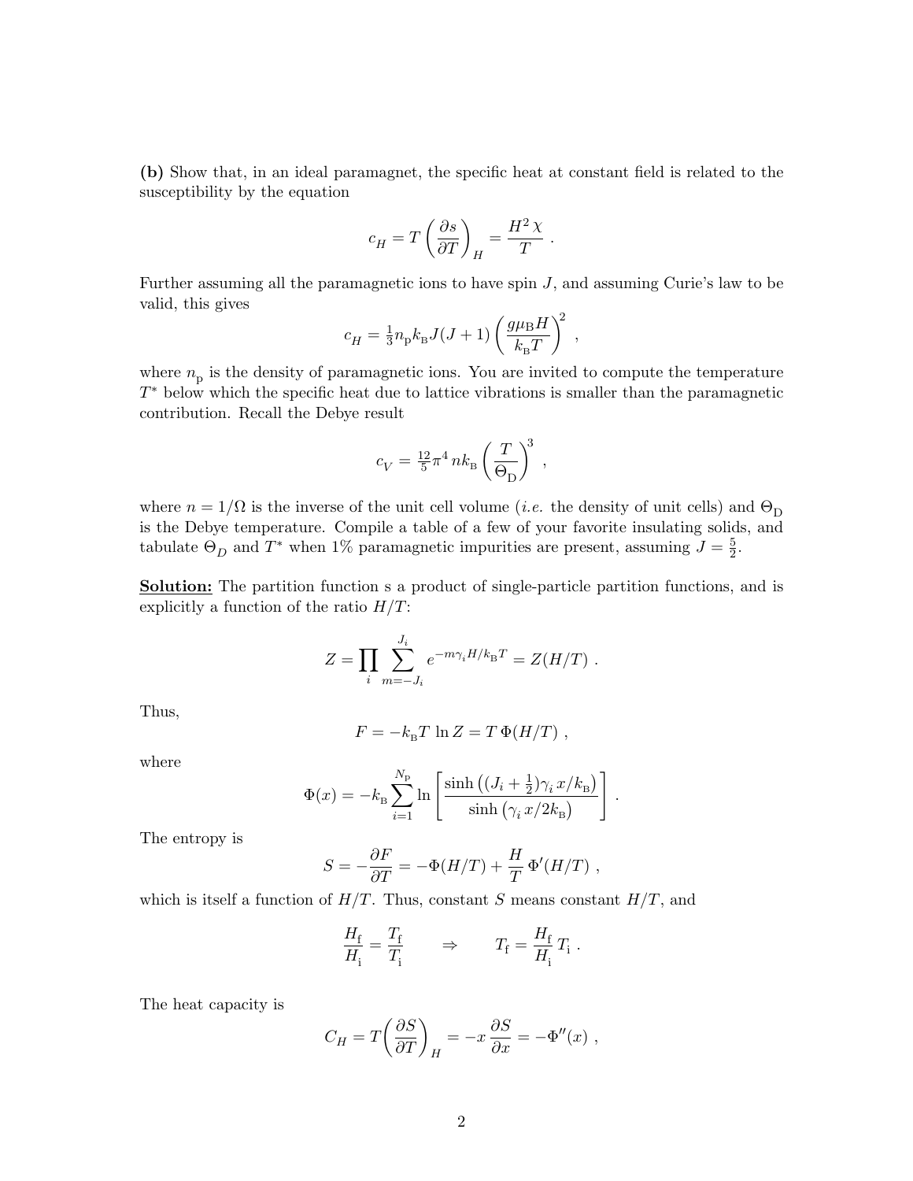**(b)** Show that, in an ideal paramagnet, the specific heat at constant field is related to the susceptibility by the equation

$$c_H = T\left(\frac{\partial s}{\partial T}\right)_H = \frac{H^2\,\chi}{T} \ .$$

Further assuming all the paramagnetic ions to have spin $J$, and assuming Curie's law to be valid, this gives

$$c_H = \tfrac{1}{3} n_{\rm p} k_{\rm B} J(J+1) \left(\frac{g\mu_{\rm B} H}{k_{\rm B} T}\right)^2 \ ,$$

where $n_{\rm p}$ is the density of paramagnetic ions. You are invited to compute the temperature $T^*$ below which the specific heat due to lattice vibrations is smaller than the paramagnetic contribution. Recall the Debye result

$$c_V = \tfrac{12}{5}\pi^4\, n k_{\rm B} \left(\frac{T}{\Theta_{\rm D}}\right)^3 \ ,$$

where $n = 1/\Omega$ is the inverse of the unit cell volume (*i.e.* the density of unit cells) and $\Theta_{\rm D}$ is the Debye temperature. Compile a table of a few of your favorite insulating solids, and tabulate $\Theta_D$ and $T^*$ when 1% paramagnetic impurities are present, assuming $J = \frac{5}{2}$.

**Solution:** The partition function s a product of single-particle partition functions, and is explicitly a function of the ratio $H/T$:

$$Z = \prod_i \sum_{m=-J_i}^{J_i} e^{-m\gamma_i H/k_{\rm B} T} = Z(H/T) \ .$$

Thus,

$$F = -k_{\rm B} T \, \ln Z = T\, \Phi(H/T) \ ,$$

where

$$\Phi(x) = -k_{\rm B} \sum_{i=1}^{N_{\rm p}} \ln \left[ \frac{\sinh\big((J_i + \frac{1}{2})\gamma_i\, x/k_{\rm B}\big)}{\sinh\big(\gamma_i\, x/2k_{\rm B}\big)} \right] \ .$$

The entropy is

$$S = -\frac{\partial F}{\partial T} = -\Phi(H/T) + \frac{H}{T}\, \Phi'(H/T) \ ,$$

which is itself a function of $H/T$. Thus, constant $S$ means constant $H/T$, and

$$\frac{H_{\rm f}}{H_{\rm i}} = \frac{T_{\rm f}}{T_{\rm i}} \qquad \Rightarrow \qquad T_{\rm f} = \frac{H_{\rm f}}{H_{\rm i}}\, T_{\rm i} \ .$$

The heat capacity is

$$C_H = T\bigg(\frac{\partial S}{\partial T}\bigg)_H = -x\, \frac{\partial S}{\partial x} = -\Phi''(x) \ ,$$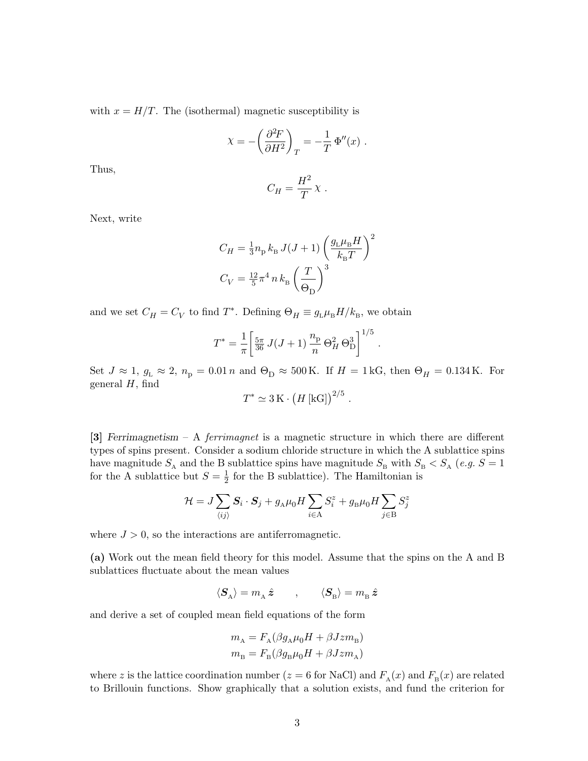with $x = H/T$. The (isothermal) magnetic susceptibility is

$$\chi = -\left(\frac{\partial^2 F}{\partial H^2}\right)_T = -\frac{1}{T}\,\Phi''(x)\ .$$

Thus,

$$C_H = \frac{H^2}{T}\,\chi\ .$$

Next, write

$$C_H = \tfrac{1}{3} n_{\rm p}\, k_{\rm B}\, J(J+1)\left(\frac{g_{\rm L}\mu_{\rm B} H}{k_{\rm B} T}\right)^2$$

$$C_V = \tfrac{12}{5}\pi^4\, n\, k_{\rm B}\left(\frac{T}{\Theta_{\rm D}}\right)^3$$

and we set $C_H = C_V$ to find $T^*$. Defining $\Theta_H \equiv g_{\rm L}\mu_{\rm B} H/k_{\rm B}$, we obtain

$$T^* = \frac{1}{\pi}\left[\tfrac{5\pi}{36}\,J(J+1)\,\frac{n_{\rm p}}{n}\,\Theta_H^2\,\Theta_{\rm D}^3\right]^{1/5}\ .$$

Set $J \approx 1$, $g_{\rm L} \approx 2$, $n_{\rm p} = 0.01\,n$ and $\Theta_{\rm D} \approx 500\,{\rm K}$. If $H = 1\,{\rm kG}$, then $\Theta_H = 0.134\,{\rm K}$. For general $H$, find

$$T^* \simeq 3\,{\rm K}\cdot\big(H\,[{\rm kG}]\big)^{2/5}\ .$$

**[3]** *Ferrimagnetism* – A *ferrimagnet* is a magnetic structure in which there are different types of spins present. Consider a sodium chloride structure in which the A sublattice spins have magnitude $S_{\rm A}$ and the B sublattice spins have magnitude $S_{\rm B}$ with $S_{\rm B} < S_{\rm A}$ (*e.g.* $S = 1$ for the A sublattice but $S = \frac{1}{2}$ for the B sublattice). The Hamiltonian is

$$\mathcal{H} = J\sum_{\langle ij\rangle} \boldsymbol{S}_i\cdot\boldsymbol{S}_j + g_{\rm A}\mu_0 H\sum_{i\in{\rm A}} S_i^z + g_{\rm B}\mu_0 H\sum_{j\in{\rm B}} S_j^z$$

where $J > 0$, so the interactions are antiferromagnetic.

**(a)** Work out the mean field theory for this model. Assume that the spins on the A and B sublattices fluctuate about the mean values

$$\langle \boldsymbol{S}_{\rm A}\rangle = m_{\rm A}\,\hat{\boldsymbol{z}} \qquad , \qquad \langle \boldsymbol{S}_{\rm B}\rangle = m_{\rm B}\,\hat{\boldsymbol{z}}$$

and derive a set of coupled mean field equations of the form

$$m_{\rm A} = F_{\rm A}(\beta g_{\rm A}\mu_0 H + \beta J z m_{\rm B})$$

$$m_{\rm B} = F_{\rm B}(\beta g_{\rm B}\mu_0 H + \beta J z m_{\rm A})$$

where $z$ is the lattice coordination number ($z = 6$ for NaCl) and $F_{\rm A}(x)$ and $F_{\rm B}(x)$ are related to Brillouin functions. Show graphically that a solution exists, and fund the criterion for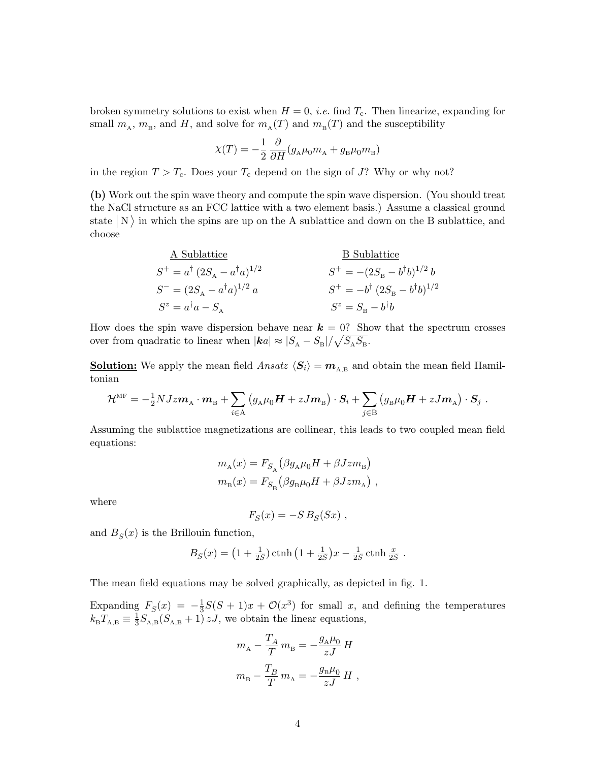broken symmetry solutions to exist when $H = 0$, *i.e.* find $T_c$. Then linearize, expanding for small $m_A$, $m_B$, and $H$, and solve for $m_A(T)$ and $m_B(T)$ and the susceptibility

$$\chi(T) = -\frac{1}{2}\frac{\partial}{\partial H}(g_A \mu_0 m_A + g_B \mu_0 m_B)$$

in the region $T > T_c$. Does your $T_c$ depend on the sign of $J$? Why or why not?

**(b)** Work out the spin wave theory and compute the spin wave dispersion. (You should treat the NaCl structure as an FCC lattice with a two element basis.) Assume a classical ground state $\left| \mathrm{N} \right\rangle$ in which the spins are up on the A sublattice and down on the B sublattice, and choose

| <u>A Sublattice</u> | <u>B Sublattice</u> |
|---|---|
| $S^+ = a^\dagger \, (2S_A - a^\dagger a)^{1/2}$ | $S^+ = -(2S_B - b^\dagger b)^{1/2} \, b$ |
| $S^- = (2S_A - a^\dagger a)^{1/2} \, a$ | $S^+ = -b^\dagger \, (2S_B - b^\dagger b)^{1/2}$ |
| $S^z = a^\dagger a - S_A$ | $S^z = S_B - b^\dagger b$ |

How does the spin wave dispersion behave near $\boldsymbol{k} = 0$? Show that the spectrum crosses over from quadratic to linear when $|\boldsymbol{k}a| \approx |S_A - S_B|/\sqrt{S_A S_B}$.

**<u>Solution:</u>** We apply the mean field *Ansatz* $\langle \boldsymbol{S}_i \rangle = \boldsymbol{m}_{A,B}$ and obtain the mean field Hamiltonian

$$\mathcal{H}^{\mathrm{MF}} = -\tfrac{1}{2}NJz\boldsymbol{m}_A \cdot \boldsymbol{m}_B + \sum_{i \in \mathrm{A}} \big(g_A \mu_0 \boldsymbol{H} + zJ\boldsymbol{m}_B\big) \cdot \boldsymbol{S}_i + \sum_{j \in \mathrm{B}} \big(g_B \mu_0 \boldsymbol{H} + zJ\boldsymbol{m}_A\big) \cdot \boldsymbol{S}_j \ .$$

Assuming the sublattice magnetizations are collinear, this leads to two coupled mean field equations:

$$m_A(x) = F_{S_A}\big(\beta g_A \mu_0 H + \beta J z m_B\big)$$
$$m_B(x) = F_{S_B}\big(\beta g_B \mu_0 H + \beta J z m_A\big) \ ,$$

where

$$F_S(x) = -S\, B_S(Sx) \ ,$$

and $B_S(x)$ is the Brillouin function,

$$B_S(x) = \big(1 + \tfrac{1}{2S}\big)\,\mathrm{ctnh}\big(1 + \tfrac{1}{2S}\big)x - \tfrac{1}{2S}\,\mathrm{ctnh}\,\tfrac{x}{2S} \ .$$

The mean field equations may be solved graphically, as depicted in fig. 1.

Expanding $F_S(x) = -\frac{1}{3}S(S+1)x + \mathcal{O}(x^3)$ for small $x$, and defining the temperatures $k_B T_{A,B} \equiv \frac{1}{3} S_{A,B}(S_{A,B} + 1)\, zJ$, we obtain the linear equations,

$$m_A - \frac{T_A}{T}\, m_B = -\frac{g_A \mu_0}{zJ}\, H$$
$$m_B - \frac{T_B}{T}\, m_A = -\frac{g_B \mu_0}{zJ}\, H \ ,$$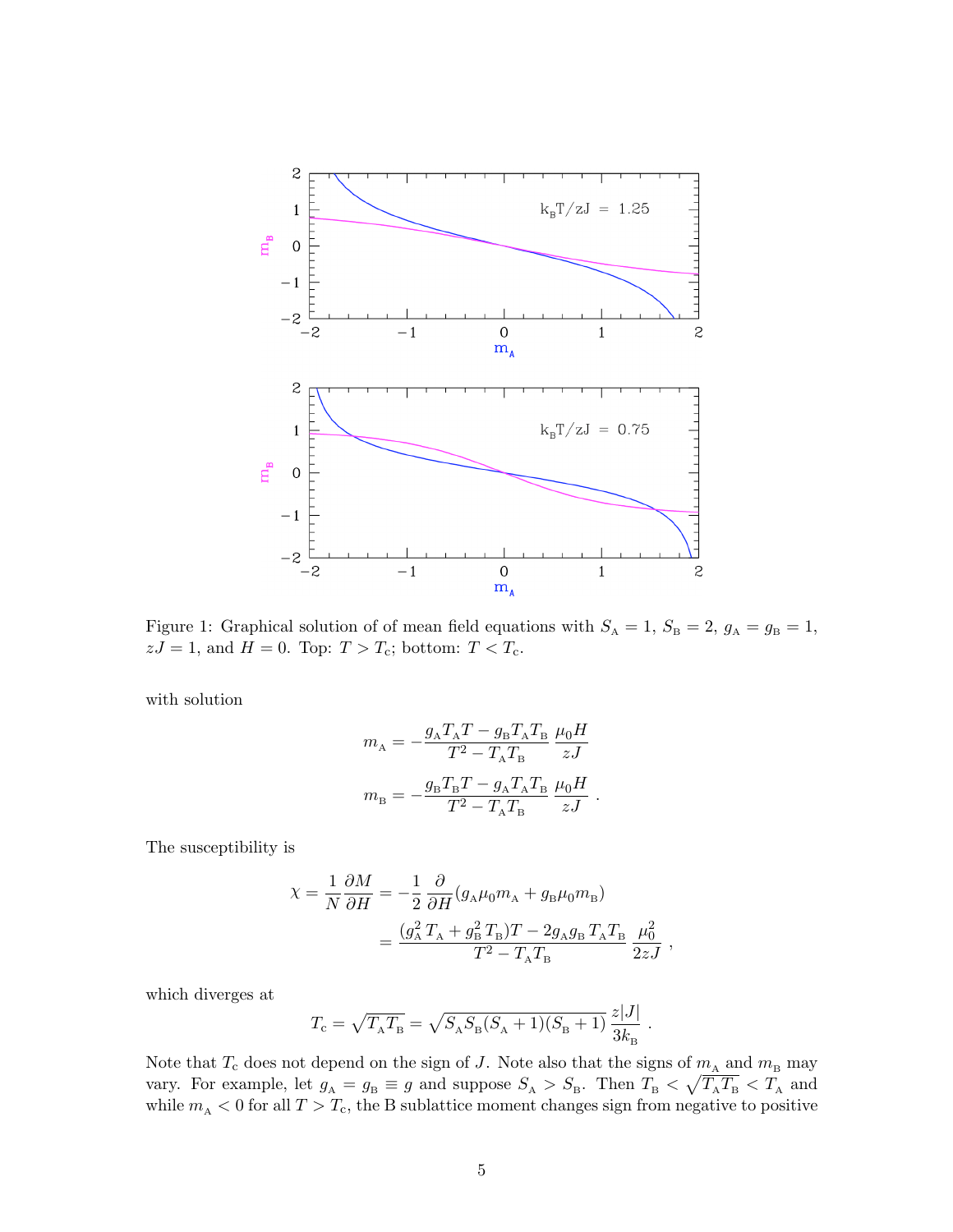Figure 1: Graphical solution of of mean field equations with $S_A = 1$, $S_B = 2$, $g_A = g_B = 1$, $zJ = 1$, and $H = 0$. Top: $T > T_c$; bottom: $T < T_c$.

with solution

$$m_A = -\frac{g_A T_A T - g_B T_A T_B}{T^2 - T_A T_B} \, \frac{\mu_0 H}{zJ}$$

$$m_B = -\frac{g_B T_B T - g_A T_A T_B}{T^2 - T_A T_B} \, \frac{\mu_0 H}{zJ} \ .$$

The susceptibility is

$$\chi = \frac{1}{N} \frac{\partial M}{\partial H} = -\frac{1}{2} \frac{\partial}{\partial H} (g_A \mu_0 m_A + g_B \mu_0 m_B)$$

$$= \frac{(g_A^2 \, T_A + g_B^2 \, T_B) T - 2 g_A g_B \, T_A T_B}{T^2 - T_A T_B} \, \frac{\mu_0^2}{2zJ} \ ,$$

which diverges at

$$T_c = \sqrt{T_A T_B} = \sqrt{S_A S_B (S_A + 1)(S_B + 1)} \, \frac{z|J|}{3k_B} \ .$$

Note that $T_c$ does not depend on the sign of $J$. Note also that the signs of $m_A$ and $m_B$ may vary. For example, let $g_A = g_B \equiv g$ and suppose $S_A > S_B$. Then $T_B < \sqrt{T_A T_B} < T_A$ and while $m_A < 0$ for all $T > T_c$, the B sublattice moment changes sign from negative to positive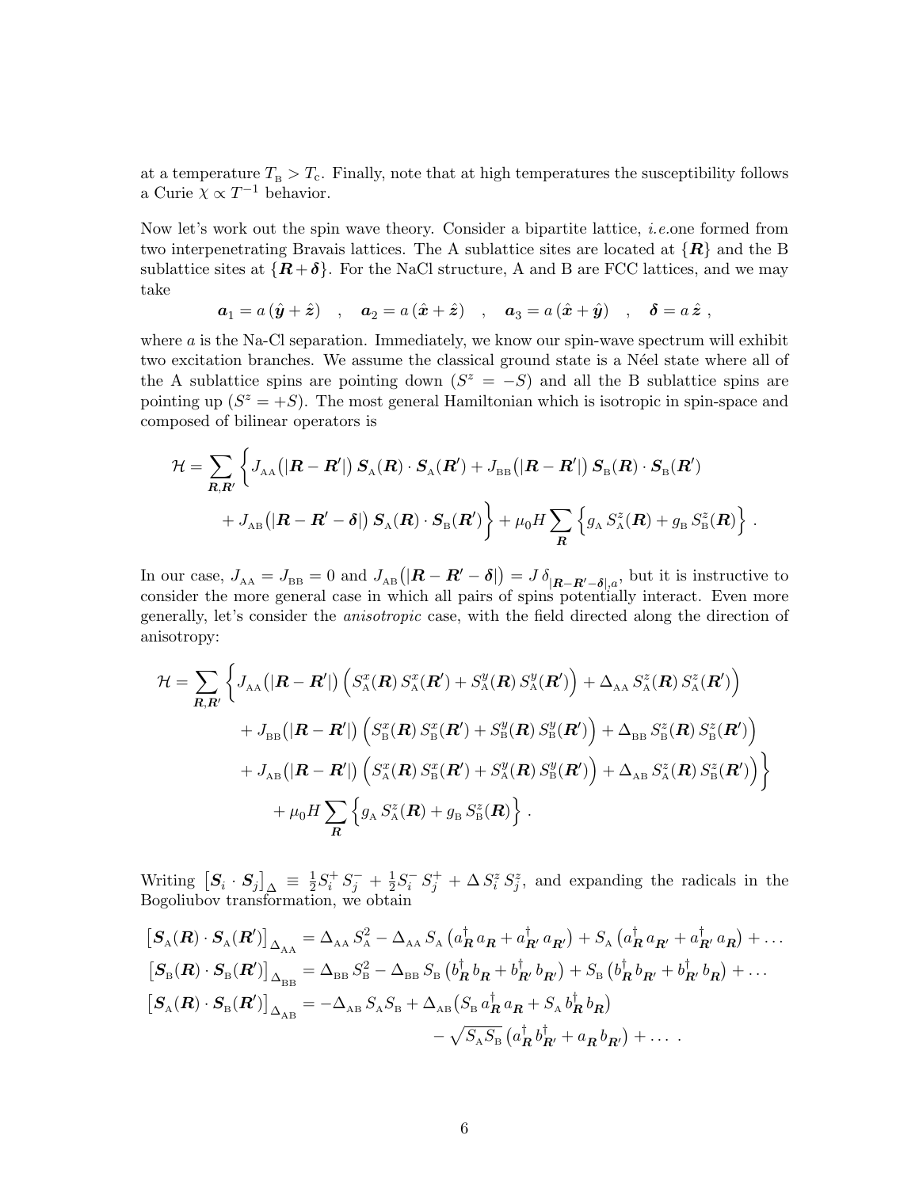at a temperature $T_{\rm B} > T_{\rm c}$. Finally, note that at high temperatures the susceptibility follows a Curie $\chi \propto T^{-1}$ behavior.

Now let's work out the spin wave theory. Consider a bipartite lattice, *i.e.*one formed from two interpenetrating Bravais lattices. The A sublattice sites are located at $\{\boldsymbol{R}\}$ and the B sublattice sites at $\{\boldsymbol{R}+\boldsymbol{\delta}\}$. For the NaCl structure, A and B are FCC lattices, and we may take

$$\boldsymbol{a}_1 = a\,(\hat{\boldsymbol{y}}+\hat{\boldsymbol{z}}) \quad , \quad \boldsymbol{a}_2 = a\,(\hat{\boldsymbol{x}}+\hat{\boldsymbol{z}}) \quad , \quad \boldsymbol{a}_3 = a\,(\hat{\boldsymbol{x}}+\hat{\boldsymbol{y}}) \quad , \quad \boldsymbol{\delta} = a\,\hat{\boldsymbol{z}}\ ,$$

where $a$ is the Na-Cl separation. Immediately, we know our spin-wave spectrum will exhibit two excitation branches. We assume the classical ground state is a Néel state where all of the A sublattice spins are pointing down ($S^z = -S$) and all the B sublattice spins are pointing up ($S^z = +S$). The most general Hamiltonian which is isotropic in spin-space and composed of bilinear operators is

$$\begin{aligned}
\mathcal{H} = \sum_{\boldsymbol{R},\boldsymbol{R}'} \bigg\{ & J_{\rm AA}\big(|\boldsymbol{R}-\boldsymbol{R}'|\big)\, \boldsymbol{S}_{\rm A}(\boldsymbol{R})\cdot\boldsymbol{S}_{\rm A}(\boldsymbol{R}') + J_{\rm BB}\big(|\boldsymbol{R}-\boldsymbol{R}'|\big)\, \boldsymbol{S}_{\rm B}(\boldsymbol{R})\cdot\boldsymbol{S}_{\rm B}(\boldsymbol{R}') \\
& + J_{\rm AB}\big(|\boldsymbol{R}-\boldsymbol{R}'-\boldsymbol{\delta}|\big)\, \boldsymbol{S}_{\rm A}(\boldsymbol{R})\cdot\boldsymbol{S}_{\rm B}(\boldsymbol{R}')\bigg\} + \mu_0 H \sum_{\boldsymbol{R}} \Big\{ g_{\rm A}\, S^z_{\rm A}(\boldsymbol{R}) + g_{\rm B}\, S^z_{\rm B}(\boldsymbol{R})\Big\}\ .
\end{aligned}$$

In our case, $J_{\rm AA} = J_{\rm BB} = 0$ and $J_{\rm AB}\big(|\boldsymbol{R}-\boldsymbol{R}'-\boldsymbol{\delta}|\big) = J\,\delta_{|\boldsymbol{R}-\boldsymbol{R}'-\boldsymbol{\delta}|,a}$, but it is instructive to consider the more general case in which all pairs of spins potentially interact. Even more generally, let's consider the *anisotropic* case, with the field directed along the direction of anisotropy:

$$\begin{aligned}
\mathcal{H} = \sum_{\boldsymbol{R},\boldsymbol{R}'} \bigg\{ & J_{\rm AA}\big(|\boldsymbol{R}-\boldsymbol{R}'|\big) \Big( S^x_{\rm A}(\boldsymbol{R})\, S^x_{\rm A}(\boldsymbol{R}') + S^y_{\rm A}(\boldsymbol{R})\, S^y_{\rm A}(\boldsymbol{R}')\Big) + \Delta_{\rm AA}\, S^z_{\rm A}(\boldsymbol{R})\, S^z_{\rm A}(\boldsymbol{R}')\Big) \\
& + J_{\rm BB}\big(|\boldsymbol{R}-\boldsymbol{R}'|\big) \Big( S^x_{\rm B}(\boldsymbol{R})\, S^x_{\rm B}(\boldsymbol{R}') + S^y_{\rm B}(\boldsymbol{R})\, S^y_{\rm B}(\boldsymbol{R}')\Big) + \Delta_{\rm BB}\, S^z_{\rm B}(\boldsymbol{R})\, S^z_{\rm B}(\boldsymbol{R}')\Big) \\
& + J_{\rm AB}\big(|\boldsymbol{R}-\boldsymbol{R}'|\big) \Big( S^x_{\rm A}(\boldsymbol{R})\, S^x_{\rm B}(\boldsymbol{R}') + S^y_{\rm A}(\boldsymbol{R})\, S^y_{\rm B}(\boldsymbol{R}')\Big) + \Delta_{\rm AB}\, S^z_{\rm A}(\boldsymbol{R})\, S^z_{\rm B}(\boldsymbol{R}')\Big)\bigg\} \\
& \qquad + \mu_0 H \sum_{\boldsymbol{R}} \Big\{ g_{\rm A}\, S^z_{\rm A}(\boldsymbol{R}) + g_{\rm B}\, S^z_{\rm B}(\boldsymbol{R})\Big\}\ .
\end{aligned}$$

Writing $\big[\boldsymbol{S}_i\cdot\boldsymbol{S}_j\big]_\Delta \equiv \frac{1}{2}S^+_i\,S^-_j + \frac{1}{2}S^-_i\,S^+_j + \Delta\,S^z_i\,S^z_j$, and expanding the radicals in the Bogoliubov transformation, we obtain

$$\begin{aligned}
\big[\boldsymbol{S}_{\rm A}(\boldsymbol{R})\cdot\boldsymbol{S}_{\rm A}(\boldsymbol{R}')\big]_{\Delta_{\rm AA}} &= \Delta_{\rm AA}\, S^2_{\rm A} - \Delta_{\rm AA}\, S_{\rm A}\,\big(a^\dagger_{\boldsymbol{R}}\, a_{\boldsymbol{R}} + a^\dagger_{\boldsymbol{R}'}\, a_{\boldsymbol{R}'}\big) + S_{\rm A}\,\big(a^\dagger_{\boldsymbol{R}}\, a_{\boldsymbol{R}'} + a^\dagger_{\boldsymbol{R}'}\, a_{\boldsymbol{R}}\big) + \ldots \\
\big[\boldsymbol{S}_{\rm B}(\boldsymbol{R})\cdot\boldsymbol{S}_{\rm B}(\boldsymbol{R}')\big]_{\Delta_{\rm BB}} &= \Delta_{\rm BB}\, S^2_{\rm B} - \Delta_{\rm BB}\, S_{\rm B}\,\big(b^\dagger_{\boldsymbol{R}}\, b_{\boldsymbol{R}} + b^\dagger_{\boldsymbol{R}'}\, b_{\boldsymbol{R}'}\big) + S_{\rm B}\,\big(b^\dagger_{\boldsymbol{R}}\, b_{\boldsymbol{R}'} + b^\dagger_{\boldsymbol{R}'}\, b_{\boldsymbol{R}}\big) + \ldots \\
\big[\boldsymbol{S}_{\rm A}(\boldsymbol{R})\cdot\boldsymbol{S}_{\rm B}(\boldsymbol{R}')\big]_{\Delta_{\rm AB}} &= -\Delta_{\rm AB}\, S_{\rm A} S_{\rm B} + \Delta_{\rm AB}\big(S_{\rm B}\, a^\dagger_{\boldsymbol{R}}\, a_{\boldsymbol{R}} + S_{\rm A}\, b^\dagger_{\boldsymbol{R}}\, b_{\boldsymbol{R}}\big) \\
&\qquad\qquad - \sqrt{S_{\rm A} S_{\rm B}}\,\big(a^\dagger_{\boldsymbol{R}}\, b^\dagger_{\boldsymbol{R}'} + a_{\boldsymbol{R}}\, b_{\boldsymbol{R}'}\big) + \ldots\ .
\end{aligned}$$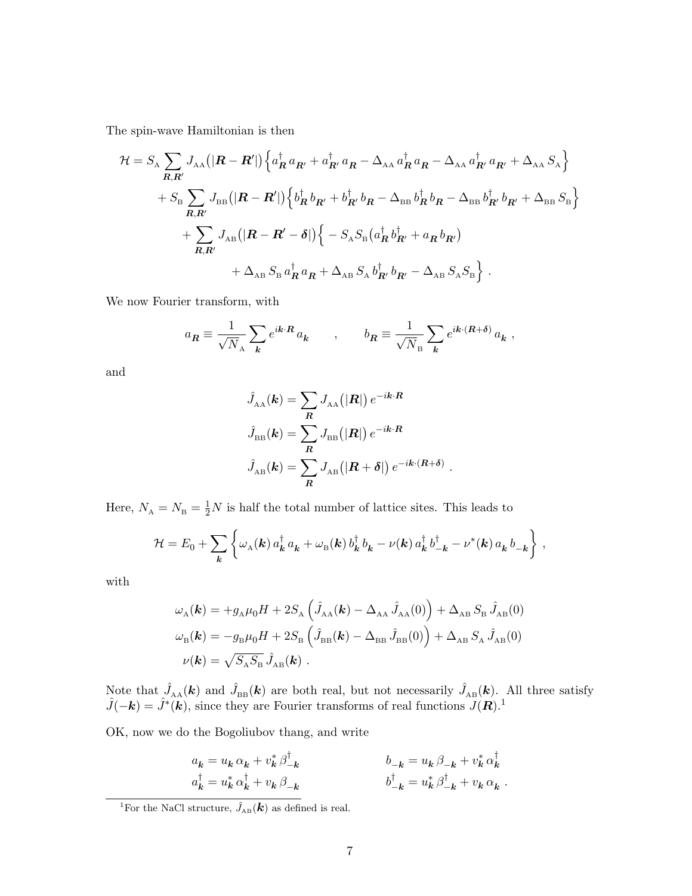The spin-wave Hamiltonian is then

$$
\begin{aligned}
\mathcal{H} = S_{\rm A} \sum_{\boldsymbol{R},\boldsymbol{R}'} J_{\rm AA}\big(|\boldsymbol{R}-\boldsymbol{R}'|\big) \Big\{ a^\dagger_{\boldsymbol{R}}\, a_{\boldsymbol{R}'} + a^\dagger_{\boldsymbol{R}'}\, a_{\boldsymbol{R}} - \Delta_{\rm AA}\, a^\dagger_{\boldsymbol{R}}\, a_{\boldsymbol{R}} - \Delta_{\rm AA}\, a^\dagger_{\boldsymbol{R}'}\, a_{\boldsymbol{R}'} + \Delta_{\rm AA}\, S_{\rm A} \Big\} \\
+ S_{\rm B} \sum_{\boldsymbol{R},\boldsymbol{R}'} J_{\rm BB}\big(|\boldsymbol{R}-\boldsymbol{R}'|\big) \Big\{ b^\dagger_{\boldsymbol{R}}\, b_{\boldsymbol{R}'} + b^\dagger_{\boldsymbol{R}'}\, b_{\boldsymbol{R}} - \Delta_{\rm BB}\, b^\dagger_{\boldsymbol{R}}\, b_{\boldsymbol{R}} - \Delta_{\rm BB}\, b^\dagger_{\boldsymbol{R}'}\, b_{\boldsymbol{R}'} + \Delta_{\rm BB}\, S_{\rm B} \Big\} \\
+ \sum_{\boldsymbol{R},\boldsymbol{R}'} J_{\rm AB}\big(|\boldsymbol{R}-\boldsymbol{R}'-\boldsymbol{\delta}|\big) \Big\{ -S_{\rm A} S_{\rm B} \big( a^\dagger_{\boldsymbol{R}}\, b^\dagger_{\boldsymbol{R}'} + a_{\boldsymbol{R}}\, b_{\boldsymbol{R}'} \big) \\
+ \Delta_{\rm AB}\, S_{\rm B}\, a^\dagger_{\boldsymbol{R}}\, a_{\boldsymbol{R}} + \Delta_{\rm AB}\, S_{\rm A}\, b^\dagger_{\boldsymbol{R}'}\, b_{\boldsymbol{R}'} - \Delta_{\rm AB}\, S_{\rm A} S_{\rm B} \Big\} \ .
\end{aligned}
$$

We now Fourier transform, with

$$
a_{\boldsymbol{R}} \equiv \frac{1}{\sqrt{N_{\rm A}}} \sum_{\boldsymbol{k}} e^{i\boldsymbol{k}\cdot\boldsymbol{R}}\, a_{\boldsymbol{k}} \qquad , \qquad b_{\boldsymbol{R}} \equiv \frac{1}{\sqrt{N_{\rm B}}} \sum_{\boldsymbol{k}} e^{i\boldsymbol{k}\cdot(\boldsymbol{R}+\boldsymbol{\delta})}\, a_{\boldsymbol{k}} \ ,
$$

and

$$
\begin{aligned}
\hat{J}_{\rm AA}(\boldsymbol{k}) &= \sum_{\boldsymbol{R}} J_{\rm AA}\big(|\boldsymbol{R}|\big)\, e^{-i\boldsymbol{k}\cdot\boldsymbol{R}} \\
\hat{J}_{\rm BB}(\boldsymbol{k}) &= \sum_{\boldsymbol{R}} J_{\rm BB}\big(|\boldsymbol{R}|\big)\, e^{-i\boldsymbol{k}\cdot\boldsymbol{R}} \\
\hat{J}_{\rm AB}(\boldsymbol{k}) &= \sum_{\boldsymbol{R}} J_{\rm AB}\big(|\boldsymbol{R}+\boldsymbol{\delta}|\big)\, e^{-i\boldsymbol{k}\cdot(\boldsymbol{R}+\boldsymbol{\delta})} \ .
\end{aligned}
$$

Here, $N_{\rm A} = N_{\rm B} = \frac{1}{2}N$ is half the total number of lattice sites. This leads to

$$
\mathcal{H} = E_0 + \sum_{\boldsymbol{k}} \Big\{ \omega_{\rm A}(\boldsymbol{k})\, a^\dagger_{\boldsymbol{k}}\, a_{\boldsymbol{k}} + \omega_{\rm B}(\boldsymbol{k})\, b^\dagger_{\boldsymbol{k}}\, b_{\boldsymbol{k}} - \nu(\boldsymbol{k})\, a^\dagger_{\boldsymbol{k}}\, b^\dagger_{-\boldsymbol{k}} - \nu^*(\boldsymbol{k})\, a_{\boldsymbol{k}}\, b_{-\boldsymbol{k}} \Big\} \ ,
$$

with

$$
\begin{aligned}
\omega_{\rm A}(\boldsymbol{k}) &= +g_{\rm A}\mu_0 H + 2S_{\rm A} \Big( \hat{J}_{\rm AA}(\boldsymbol{k}) - \Delta_{\rm AA}\, \hat{J}_{\rm AA}(0) \Big) + \Delta_{\rm AB}\, S_{\rm B}\, \hat{J}_{\rm AB}(0) \\
\omega_{\rm B}(\boldsymbol{k}) &= -g_{\rm B}\mu_0 H + 2S_{\rm B} \Big( \hat{J}_{\rm BB}(\boldsymbol{k}) - \Delta_{\rm BB}\, \hat{J}_{\rm BB}(0) \Big) + \Delta_{\rm AB}\, S_{\rm A}\, \hat{J}_{\rm AB}(0) \\
\nu(\boldsymbol{k}) &= \sqrt{S_{\rm A} S_{\rm B}}\, \hat{J}_{\rm AB}(\boldsymbol{k}) \ .
\end{aligned}
$$

Note that $\hat{J}_{\rm AA}(\boldsymbol{k})$ and $\hat{J}_{\rm BB}(\boldsymbol{k})$ are both real, but not necessarily $\hat{J}_{\rm AB}(\boldsymbol{k})$. All three satisfy $\hat{J}(-\boldsymbol{k}) = \hat{J}^*(\boldsymbol{k})$, since they are Fourier transforms of real functions $J(\boldsymbol{R})$.[1]

OK, now we do the Bogoliubov thang, and write

$$
\begin{aligned}
a_{\boldsymbol{k}} &= u_{\boldsymbol{k}}\, \alpha_{\boldsymbol{k}} + v^*_{\boldsymbol{k}}\, \beta^\dagger_{-\boldsymbol{k}} \qquad\qquad & b_{-\boldsymbol{k}} &= u_{\boldsymbol{k}}\, \beta_{-\boldsymbol{k}} + v^*_{\boldsymbol{k}}\, \alpha^\dagger_{\boldsymbol{k}} \\
a^\dagger_{\boldsymbol{k}} &= u^*_{\boldsymbol{k}}\, \alpha^\dagger_{\boldsymbol{k}} + v_{\boldsymbol{k}}\, \beta_{-\boldsymbol{k}} \qquad\qquad & b^\dagger_{-\boldsymbol{k}} &= u^*_{\boldsymbol{k}}\, \beta^\dagger_{-\boldsymbol{k}} + v_{\boldsymbol{k}}\, \alpha_{\boldsymbol{k}} \ .
\end{aligned}
$$

---

[1] For the NaCl structure, $\hat{J}_{\rm AB}(\boldsymbol{k})$ as defined is real.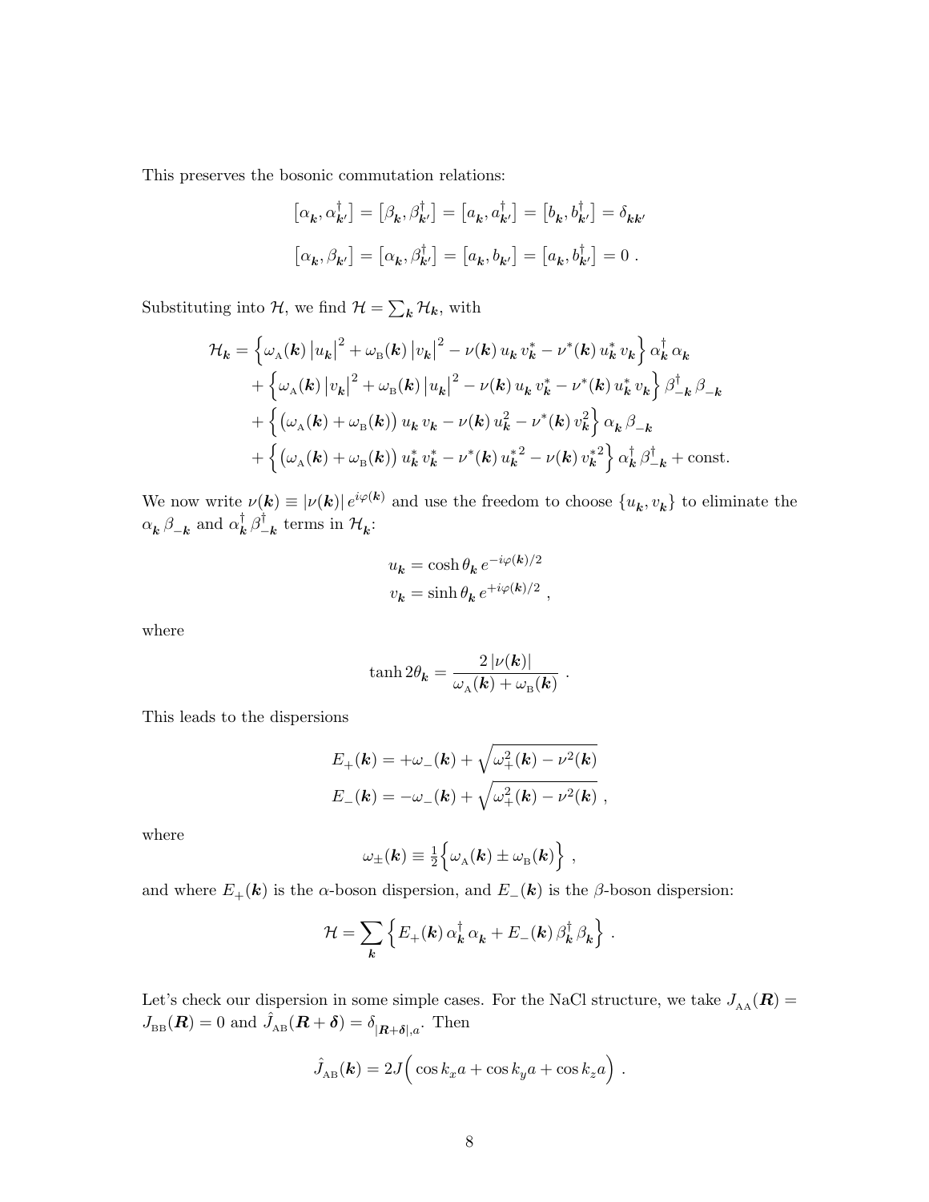This preserves the bosonic commutation relations:

$$\left[\alpha_{\boldsymbol{k}}, \alpha^\dagger_{\boldsymbol{k}'}\right] = \left[\beta_{\boldsymbol{k}}, \beta^\dagger_{\boldsymbol{k}'}\right] = \left[a_{\boldsymbol{k}}, a^\dagger_{\boldsymbol{k}'}\right] = \left[b_{\boldsymbol{k}}, b^\dagger_{\boldsymbol{k}'}\right] = \delta_{\boldsymbol{k}\boldsymbol{k}'}$$

$$\left[\alpha_{\boldsymbol{k}}, \beta_{\boldsymbol{k}'}\right] = \left[\alpha_{\boldsymbol{k}}, \beta^\dagger_{\boldsymbol{k}'}\right] = \left[a_{\boldsymbol{k}}, b_{\boldsymbol{k}'}\right] = \left[a_{\boldsymbol{k}}, b^\dagger_{\boldsymbol{k}'}\right] = 0 \ .$$

Substituting into $\mathcal{H}$, we find $\mathcal{H} = \sum_{\boldsymbol{k}} \mathcal{H}_{\boldsymbol{k}}$, with

$$\begin{aligned}
\mathcal{H}_{\boldsymbol{k}} &= \Big\{ \omega_{\rm A}(\boldsymbol{k}) \left|u_{\boldsymbol{k}}\right|^2 + \omega_{\rm B}(\boldsymbol{k}) \left|v_{\boldsymbol{k}}\right|^2 - \nu(\boldsymbol{k})\, u_{\boldsymbol{k}}\, v^*_{\boldsymbol{k}} - \nu^*(\boldsymbol{k})\, u^*_{\boldsymbol{k}}\, v_{\boldsymbol{k}} \Big\}\, \alpha^\dagger_{\boldsymbol{k}}\, \alpha_{\boldsymbol{k}} \\
&\quad + \Big\{ \omega_{\rm A}(\boldsymbol{k}) \left|v_{\boldsymbol{k}}\right|^2 + \omega_{\rm B}(\boldsymbol{k}) \left|u_{\boldsymbol{k}}\right|^2 - \nu(\boldsymbol{k})\, u_{\boldsymbol{k}}\, v^*_{\boldsymbol{k}} - \nu^*(\boldsymbol{k})\, u^*_{\boldsymbol{k}}\, v_{\boldsymbol{k}} \Big\}\, \beta^\dagger_{-\boldsymbol{k}}\, \beta_{-\boldsymbol{k}} \\
&\quad + \Big\{ \big(\omega_{\rm A}(\boldsymbol{k}) + \omega_{\rm B}(\boldsymbol{k})\big)\, u_{\boldsymbol{k}}\, v_{\boldsymbol{k}} - \nu(\boldsymbol{k})\, u^2_{\boldsymbol{k}} - \nu^*(\boldsymbol{k})\, v^2_{\boldsymbol{k}} \Big\}\, \alpha_{\boldsymbol{k}}\, \beta_{-\boldsymbol{k}} \\
&\quad + \Big\{ \big(\omega_{\rm A}(\boldsymbol{k}) + \omega_{\rm B}(\boldsymbol{k})\big)\, u^*_{\boldsymbol{k}}\, v^*_{\boldsymbol{k}} - \nu^*(\boldsymbol{k})\, {u^*_{\boldsymbol{k}}}^2 - \nu(\boldsymbol{k})\, {v^*_{\boldsymbol{k}}}^2 \Big\}\, \alpha^\dagger_{\boldsymbol{k}}\, \beta^\dagger_{-\boldsymbol{k}} + \text{const.}
\end{aligned}$$

We now write $\nu(\boldsymbol{k}) \equiv |\nu(\boldsymbol{k})|\, e^{i\varphi(\boldsymbol{k})}$ and use the freedom to choose $\{u_{\boldsymbol{k}}, v_{\boldsymbol{k}}\}$ to eliminate the $\alpha_{\boldsymbol{k}}\, \beta_{-\boldsymbol{k}}$ and $\alpha^\dagger_{\boldsymbol{k}}\, \beta^\dagger_{-\boldsymbol{k}}$ terms in $\mathcal{H}_{\boldsymbol{k}}$:

$$\begin{aligned}
u_{\boldsymbol{k}} &= \cosh\theta_{\boldsymbol{k}}\, e^{-i\varphi(\boldsymbol{k})/2} \\
v_{\boldsymbol{k}} &= \sinh\theta_{\boldsymbol{k}}\, e^{+i\varphi(\boldsymbol{k})/2} \ ,
\end{aligned}$$

where

$$\tanh 2\theta_{\boldsymbol{k}} = \frac{2\,|\nu(\boldsymbol{k})|}{\omega_{\rm A}(\boldsymbol{k}) + \omega_{\rm B}(\boldsymbol{k})} \ .$$

This leads to the dispersions

$$\begin{aligned}
E_+(\boldsymbol{k}) &= +\omega_-(\boldsymbol{k}) + \sqrt{\omega^2_+(\boldsymbol{k}) - \nu^2(\boldsymbol{k})} \\
E_-(\boldsymbol{k}) &= -\omega_-(\boldsymbol{k}) + \sqrt{\omega^2_+(\boldsymbol{k}) - \nu^2(\boldsymbol{k})} \ ,
\end{aligned}$$

where

$$\omega_\pm(\boldsymbol{k}) \equiv \tfrac{1}{2}\Big\{ \omega_{\rm A}(\boldsymbol{k}) \pm \omega_{\rm B}(\boldsymbol{k}) \Big\} \ ,$$

and where $E_+(\boldsymbol{k})$ is the $\alpha$-boson dispersion, and $E_-(\boldsymbol{k})$ is the $\beta$-boson dispersion:

$$\mathcal{H} = \sum_{\boldsymbol{k}} \Big\{ E_+(\boldsymbol{k})\, \alpha^\dagger_{\boldsymbol{k}}\, \alpha_{\boldsymbol{k}} + E_-(\boldsymbol{k})\, \beta^\dagger_{\boldsymbol{k}}\, \beta_{\boldsymbol{k}} \Big\} \ .$$

Let's check our dispersion in some simple cases. For the NaCl structure, we take $J_{\rm AA}(\boldsymbol{R}) = J_{\rm BB}(\boldsymbol{R}) = 0$ and $\hat{J}_{\rm AB}(\boldsymbol{R} + \boldsymbol{\delta}) = \delta_{|\boldsymbol{R}+\boldsymbol{\delta}|,a}$. Then

$$\hat{J}_{\rm AB}(\boldsymbol{k}) = 2J\Big( \cos k_x a + \cos k_y a + \cos k_z a \Big) \ .$$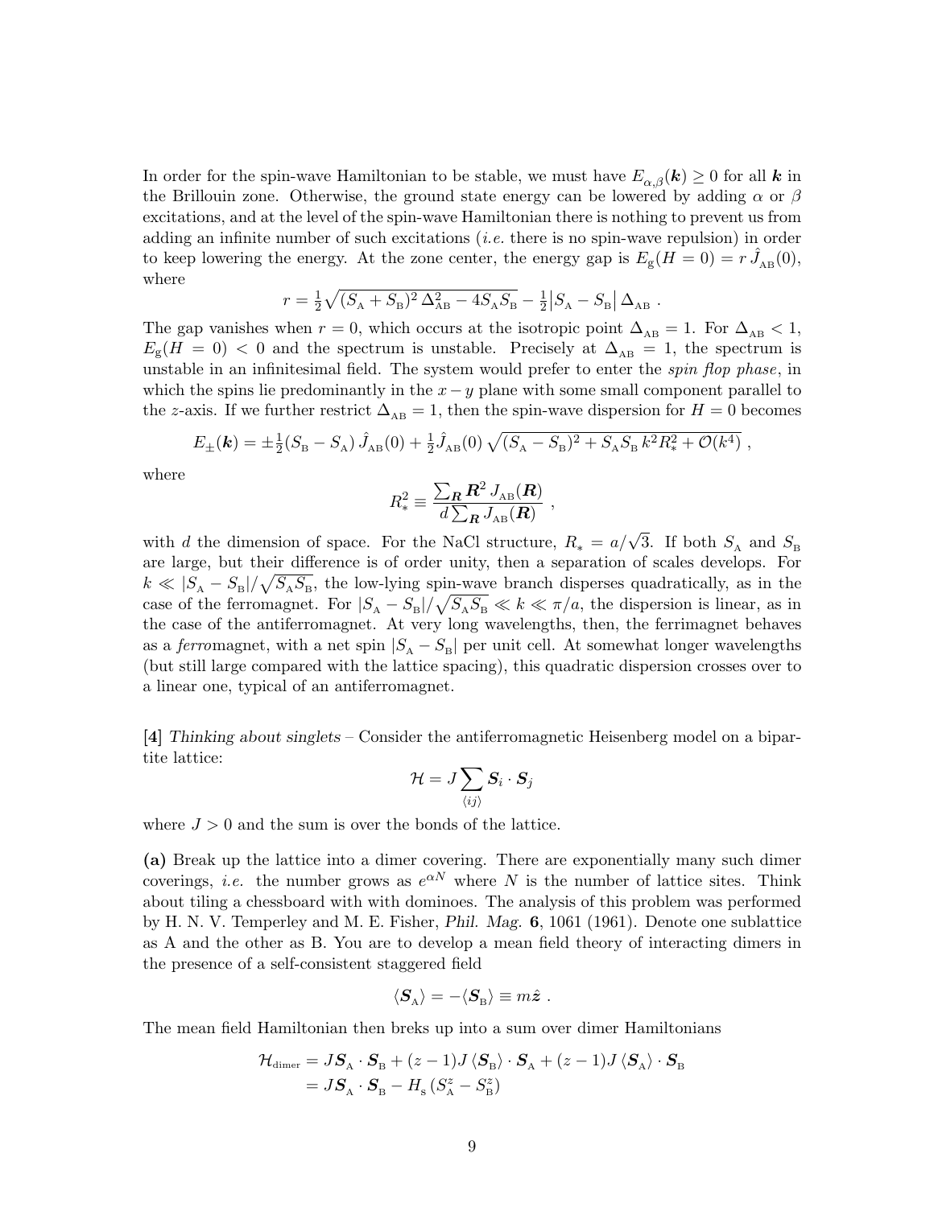In order for the spin-wave Hamiltonian to be stable, we must have $E_{\alpha,\beta}(\boldsymbol{k}) \geq 0$ for all $\boldsymbol{k}$ in the Brillouin zone. Otherwise, the ground state energy can be lowered by adding $\alpha$ or $\beta$ excitations, and at the level of the spin-wave Hamiltonian there is nothing to prevent us from adding an infinite number of such excitations (*i.e.* there is no spin-wave repulsion) in order to keep lowering the energy. At the zone center, the energy gap is $E_{\rm g}(H=0) = r\,\hat{J}_{\rm AB}(0)$, where

$$r = \tfrac{1}{2}\sqrt{(S_{\rm A}+S_{\rm B})^2\,\Delta_{\rm AB}^2 - 4S_{\rm A}S_{\rm B}} - \tfrac{1}{2}\big|S_{\rm A}-S_{\rm B}\big|\,\Delta_{\rm AB}\ .$$

The gap vanishes when $r=0$, which occurs at the isotropic point $\Delta_{\rm AB}=1$. For $\Delta_{\rm AB}<1$, $E_{\rm g}(H=0)<0$ and the spectrum is unstable. Precisely at $\Delta_{\rm AB}=1$, the spectrum is unstable in an infinitesimal field. The system would prefer to enter the *spin flop phase*, in which the spins lie predominantly in the $x-y$ plane with some small component parallel to the $z$-axis. If we further restrict $\Delta_{\rm AB}=1$, then the spin-wave dispersion for $H=0$ becomes

$$E_{\pm}(\boldsymbol{k}) = \pm\tfrac{1}{2}(S_{\rm B}-S_{\rm A})\,\hat{J}_{\rm AB}(0) + \tfrac{1}{2}\hat{J}_{\rm AB}(0)\,\sqrt{(S_{\rm A}-S_{\rm B})^2 + S_{\rm A}S_{\rm B}\,k^2R_*^2 + \mathcal{O}(k^4)}\ ,$$

where

$$R_*^2 \equiv \frac{\sum_{\boldsymbol{R}} \boldsymbol{R}^2\,J_{\rm AB}(\boldsymbol{R})}{d\sum_{\boldsymbol{R}} J_{\rm AB}(\boldsymbol{R})}\ ,$$

with $d$ the dimension of space. For the NaCl structure, $R_* = a/\sqrt{3}$. If both $S_{\rm A}$ and $S_{\rm B}$ are large, but their difference is of order unity, then a separation of scales develops. For $k \ll |S_{\rm A}-S_{\rm B}|/\sqrt{S_{\rm A}S_{\rm B}}$, the low-lying spin-wave branch disperses quadratically, as in the case of the ferromagnet. For $|S_{\rm A}-S_{\rm B}|/\sqrt{S_{\rm A}S_{\rm B}} \ll k \ll \pi/a$, the dispersion is linear, as in the case of the antiferromagnet. At very long wavelengths, then, the ferrimagnet behaves as a *ferro*magnet, with a net spin $|S_{\rm A}-S_{\rm B}|$ per unit cell. At somewhat longer wavelengths (but still large compared with the lattice spacing), this quadratic dispersion crosses over to a linear one, typical of an antiferromagnet.

**[4]** *Thinking about singlets* – Consider the antiferromagnetic Heisenberg model on a bipartite lattice:

$$\mathcal{H} = J\sum_{\langle ij\rangle} \boldsymbol{S}_i\cdot\boldsymbol{S}_j$$

where $J>0$ and the sum is over the bonds of the lattice.

**(a)** Break up the lattice into a dimer covering. There are exponentially many such dimer coverings, *i.e.* the number grows as $e^{\alpha N}$ where $N$ is the number of lattice sites. Think about tiling a chessboard with with dominoes. The analysis of this problem was performed by H. N. V. Temperley and M. E. Fisher, *Phil. Mag.* **6**, 1061 (1961). Denote one sublattice as A and the other as B. You are to develop a mean field theory of interacting dimers in the presence of a self-consistent staggered field

$$\langle\boldsymbol{S}_{\rm A}\rangle = -\langle\boldsymbol{S}_{\rm B}\rangle \equiv m\hat{\boldsymbol{z}}\ .$$

The mean field Hamiltonian then breks up into a sum over dimer Hamiltonians

$$\begin{aligned}\mathcal{H}_{\rm dimer} &= J\boldsymbol{S}_{\rm A}\cdot\boldsymbol{S}_{\rm B} + (z-1)J\,\langle\boldsymbol{S}_{\rm B}\rangle\cdot\boldsymbol{S}_{\rm A} + (z-1)J\,\langle\boldsymbol{S}_{\rm A}\rangle\cdot\boldsymbol{S}_{\rm B}\\ &= J\boldsymbol{S}_{\rm A}\cdot\boldsymbol{S}_{\rm B} - H_{\rm s}\,(S^z_{\rm A}-S^z_{\rm B})\end{aligned}$$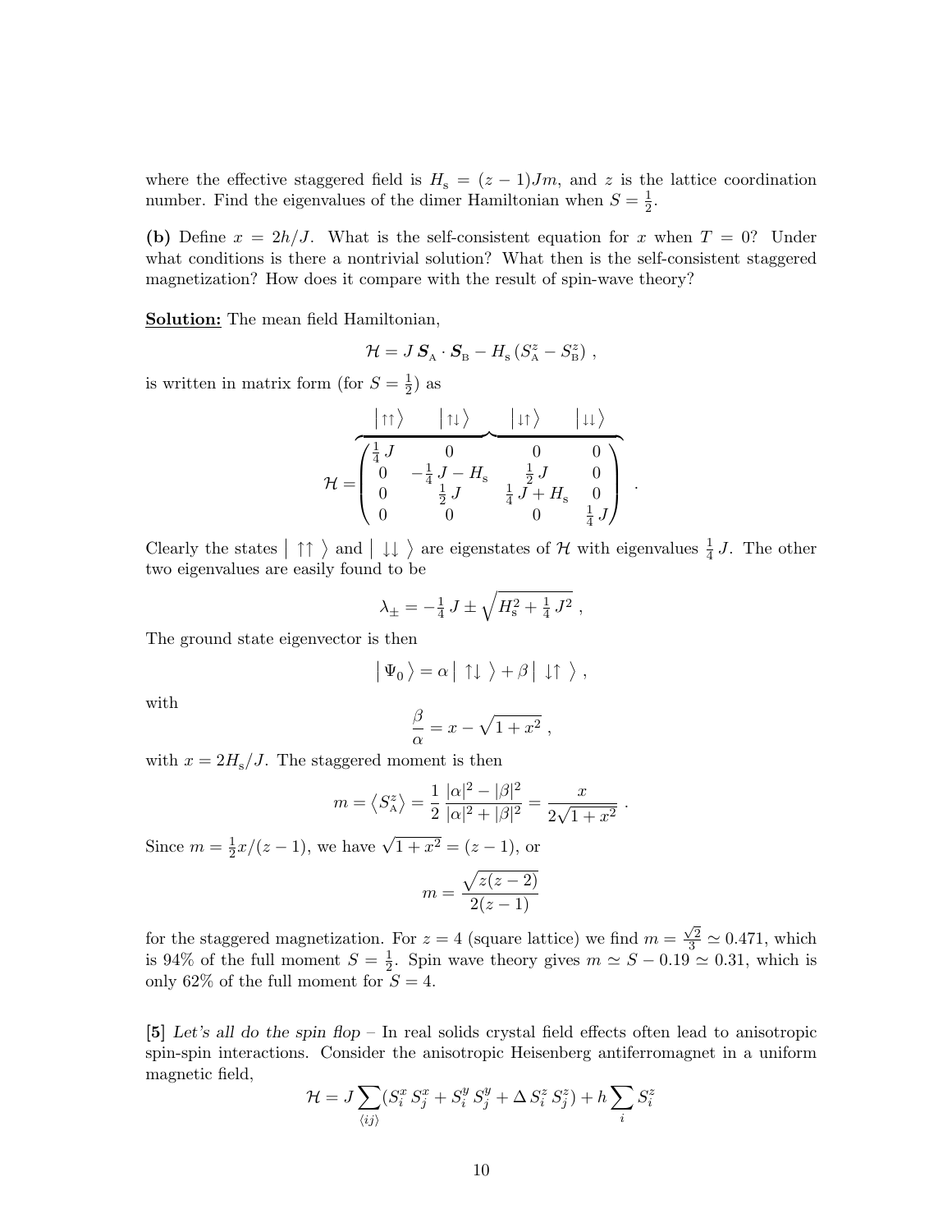where the effective staggered field is $H_{\rm s} = (z-1)Jm$, and $z$ is the lattice coordination number. Find the eigenvalues of the dimer Hamiltonian when $S = \frac{1}{2}$.

**(b)** Define $x = 2h/J$. What is the self-consistent equation for $x$ when $T = 0$? Under what conditions is there a nontrivial solution? What then is the self-consistent staggered magnetization? How does it compare with the result of spin-wave theory?

**Solution:** The mean field Hamiltonian,

$$\mathcal{H} = J\, \boldsymbol{S}_{\rm A} \cdot \boldsymbol{S}_{\rm B} - H_{\rm s}\,(S^z_{\rm A} - S^z_{\rm B}) \ ,$$

is written in matrix form (for $S = \frac{1}{2}$) as

$$\mathcal{H} = \overbrace{\begin{pmatrix} \frac{1}{4}\,J & 0 & 0 & 0 \\ 0 & -\frac{1}{4}\,J - H_{\rm s} & \frac{1}{2}\,J & 0 \\ 0 & \frac{1}{2}\,J & \frac{1}{4}\,J + H_{\rm s} & 0 \\ 0 & 0 & 0 & \frac{1}{4}\,J \end{pmatrix}}^{\big|\uparrow\uparrow\big\rangle \quad \big|\uparrow\downarrow\big\rangle \quad \big|\downarrow\uparrow\big\rangle \quad \big|\downarrow\downarrow\big\rangle} \ .$$

Clearly the states $\big|\uparrow\uparrow\big\rangle$ and $\big|\downarrow\downarrow\big\rangle$ are eigenstates of $\mathcal{H}$ with eigenvalues $\frac{1}{4}\,J$. The other two eigenvalues are easily found to be

$$\lambda_\pm = -\tfrac{1}{4}\,J \pm \sqrt{H_{\rm s}^2 + \tfrac{1}{4}\,J^2} \ ,$$

The ground state eigenvector is then

$$\big|\,\Psi_0\,\big\rangle = \alpha\,\big|\uparrow\downarrow\big\rangle + \beta\,\big|\downarrow\uparrow\big\rangle \ ,$$

with

$$\frac{\beta}{\alpha} = x - \sqrt{1+x^2} \ ,$$

with $x = 2H_{\rm s}/J$. The staggered moment is then

$$m = \big\langle S^z_{\rm A} \big\rangle = \frac{1}{2}\,\frac{|\alpha|^2 - |\beta|^2}{|\alpha|^2 + |\beta|^2} = \frac{x}{2\sqrt{1+x^2}} \ .$$

Since $m = \frac{1}{2}x/(z-1)$, we have $\sqrt{1+x^2} = (z-1)$, or

$$m = \frac{\sqrt{z(z-2)}}{2(z-1)}$$

for the staggered magnetization. For $z = 4$ (square lattice) we find $m = \frac{\sqrt{2}}{3} \simeq 0.471$, which is 94% of the full moment $S = \frac{1}{2}$. Spin wave theory gives $m \simeq S - 0.19 \simeq 0.31$, which is only 62% of the full moment for $S = 4$.

**[5]** *Let's all do the spin flop* – In real solids crystal field effects often lead to anisotropic spin-spin interactions. Consider the anisotropic Heisenberg antiferromagnet in a uniform magnetic field,

$$\mathcal{H} = J \sum_{\langle ij \rangle} (S^x_i\, S^x_j + S^y_i\, S^y_j + \Delta\, S^z_i\, S^z_j) + h \sum_i S^z_i$$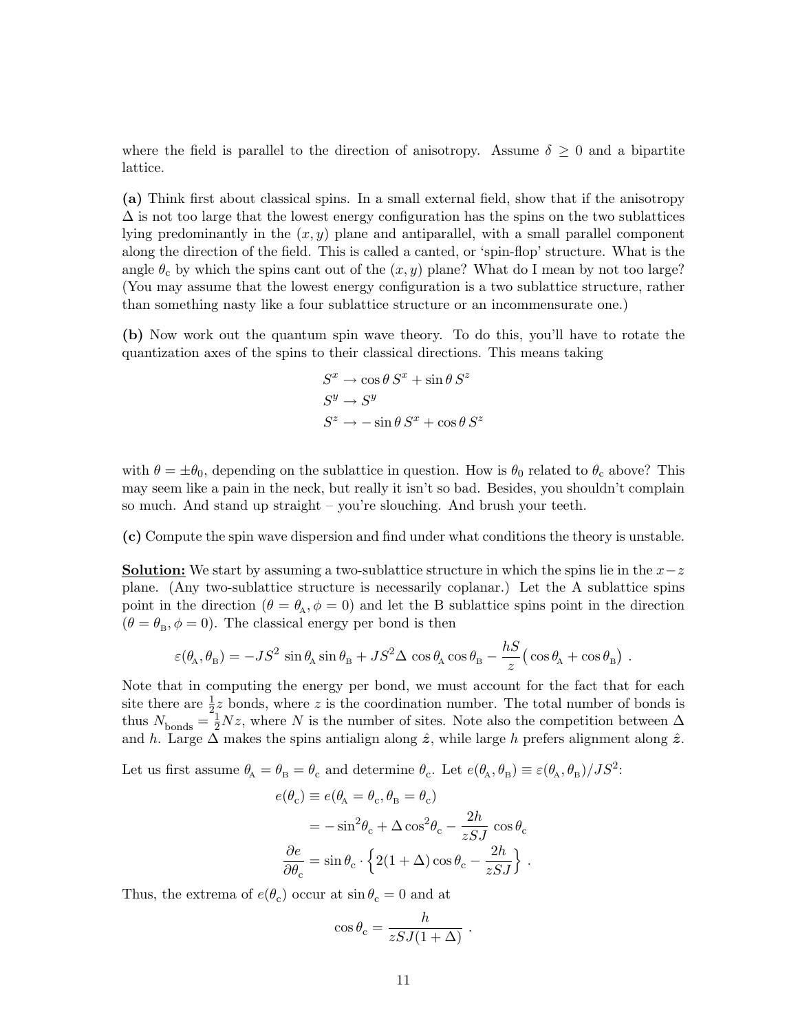where the field is parallel to the direction of anisotropy. Assume $\delta \geq 0$ and a bipartite lattice.

**(a)** Think first about classical spins. In a small external field, show that if the anisotropy $\Delta$ is not too large that the lowest energy configuration has the spins on the two sublattices lying predominantly in the $(x, y)$ plane and antiparallel, with a small parallel component along the direction of the field. This is called a canted, or 'spin-flop' structure. What is the angle $\theta_c$ by which the spins cant out of the $(x, y)$ plane? What do I mean by not too large? (You may assume that the lowest energy configuration is a two sublattice structure, rather than something nasty like a four sublattice structure or an incommensurate one.)

**(b)** Now work out the quantum spin wave theory. To do this, you'll have to rotate the quantization axes of the spins to their classical directions. This means taking

$$
\begin{aligned}
S^x &\to \cos\theta \, S^x + \sin\theta \, S^z \\
S^y &\to S^y \\
S^z &\to -\sin\theta \, S^x + \cos\theta \, S^z
\end{aligned}
$$

with $\theta = \pm\theta_0$, depending on the sublattice in question. How is $\theta_0$ related to $\theta_c$ above? This may seem like a pain in the neck, but really it isn't so bad. Besides, you shouldn't complain so much. And stand up straight – you're slouching. And brush your teeth.

**(c)** Compute the spin wave dispersion and find under what conditions the theory is unstable.

**Solution:** We start by assuming a two-sublattice structure in which the spins lie in the $x-z$ plane. (Any two-sublattice structure is necessarily coplanar.) Let the A sublattice spins point in the direction $(\theta = \theta_A, \phi = 0)$ and let the B sublattice spins point in the direction $(\theta = \theta_B, \phi = 0)$. The classical energy per bond is then

$$
\varepsilon(\theta_A, \theta_B) = -JS^2 \sin\theta_A \sin\theta_B + JS^2\Delta \cos\theta_A \cos\theta_B - \frac{hS}{z}\big(\cos\theta_A + \cos\theta_B\big) \ .
$$

Note that in computing the energy per bond, we must account for the fact that for each site there are $\frac{1}{2}z$ bonds, where $z$ is the coordination number. The total number of bonds is thus $N_{\text{bonds}} = \frac{1}{2}Nz$, where $N$ is the number of sites. Note also the competition between $\Delta$ and $h$. Large $\Delta$ makes the spins antialign along $\hat{\boldsymbol{z}}$, while large $h$ prefers alignment along $\hat{\boldsymbol{z}}$.

Let us first assume $\theta_A = \theta_B = \theta_c$ and determine $\theta_c$. Let $e(\theta_A, \theta_B) \equiv \varepsilon(\theta_A, \theta_B)/JS^2$:

$$
\begin{aligned}
e(\theta_c) &\equiv e(\theta_A = \theta_c, \theta_B = \theta_c) \\
&= -\sin^2\theta_c + \Delta\cos^2\theta_c - \frac{2h}{zSJ}\cos\theta_c \\
\frac{\partial e}{\partial \theta_c} &= \sin\theta_c \cdot \left\{ 2(1+\Delta)\cos\theta_c - \frac{2h}{zSJ} \right\} \ .
\end{aligned}
$$

Thus, the extrema of $e(\theta_c)$ occur at $\sin\theta_c = 0$ and at

$$
\cos\theta_c = \frac{h}{zSJ(1+\Delta)} \ .
$$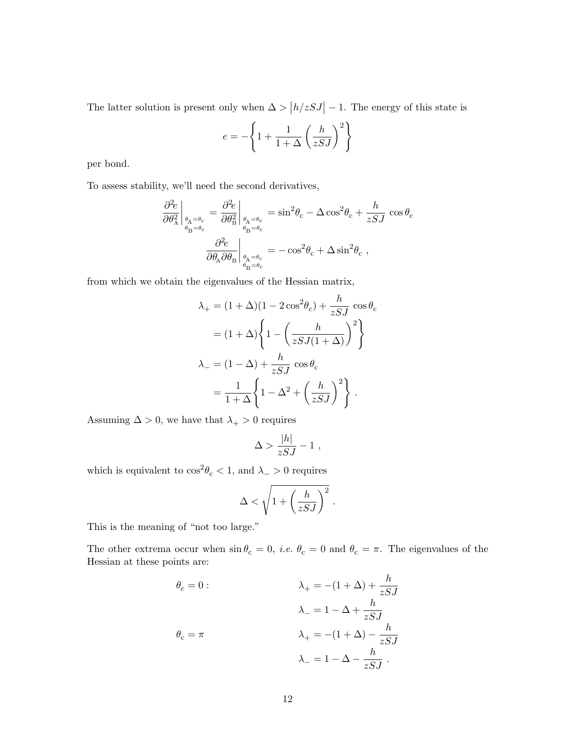The latter solution is present only when $\Delta > \big|h/zSJ\big| - 1$. The energy of this state is

$$e = -\left\{1 + \frac{1}{1+\Delta}\left(\frac{h}{zSJ}\right)^2\right\}$$

per bond.

To assess stability, we'll need the second derivatives,

$$\left.\frac{\partial^2 e}{\partial\theta_{\rm A}^2}\right|_{\substack{\theta_{\rm A}=\theta_{\rm c}\\ \theta_{\rm B}=\theta_{\rm c}}} = \left.\frac{\partial^2 e}{\partial\theta_{\rm B}^2}\right|_{\substack{\theta_{\rm A}=\theta_{\rm c}\\ \theta_{\rm B}=\theta_{\rm c}}} = \sin^2\!\theta_{\rm c} - \Delta\cos^2\!\theta_{\rm c} + \frac{h}{zSJ}\,\cos\theta_{\rm c}$$

$$\left.\frac{\partial^2 e}{\partial\theta_{\rm A}\,\partial\theta_{\rm B}}\right|_{\substack{\theta_{\rm A}=\theta_{\rm c}\\ \theta_{\rm B}=\theta_{\rm c}}} = -\cos^2\!\theta_{\rm c} + \Delta\sin^2\!\theta_{\rm c}\ ,$$

from which we obtain the eigenvalues of the Hessian matrix,

$$\begin{aligned}
\lambda_+ &= (1+\Delta)(1-2\cos^2\!\theta_{\rm c}) + \frac{h}{zSJ}\,\cos\theta_{\rm c}\\
&= (1+\Delta)\left\{1 - \left(\frac{h}{zSJ(1+\Delta)}\right)^2\right\}\\
\lambda_- &= (1-\Delta) + \frac{h}{zSJ}\,\cos\theta_{\rm c}\\
&= \frac{1}{1+\Delta}\left\{1 - \Delta^2 + \left(\frac{h}{zSJ}\right)^2\right\}\ .
\end{aligned}$$

Assuming $\Delta > 0$, we have that $\lambda_+ > 0$ requires

$$\Delta > \frac{|h|}{zSJ} - 1\ ,$$

which is equivalent to $\cos^2\!\theta_{\rm c} < 1$, and $\lambda_- > 0$ requires

$$\Delta < \sqrt{1 + \left(\frac{h}{zSJ}\right)^2}\ .$$

This is the meaning of "not too large."

The other extrema occur when $\sin\theta_{\rm c} = 0$, *i.e.* $\theta_{\rm c} = 0$ and $\theta_{\rm c} = \pi$. The eigenvalues of the Hessian at these points are:

$$\begin{aligned}
\theta_{\rm c} = 0: &\qquad \lambda_+ = -(1+\Delta) + \frac{h}{zSJ}\\
&\qquad \lambda_- = 1 - \Delta + \frac{h}{zSJ}\\
\theta_{\rm c} = \pi &\qquad \lambda_+ = -(1+\Delta) - \frac{h}{zSJ}\\
&\qquad \lambda_- = 1 - \Delta - \frac{h}{zSJ}\ .
\end{aligned}$$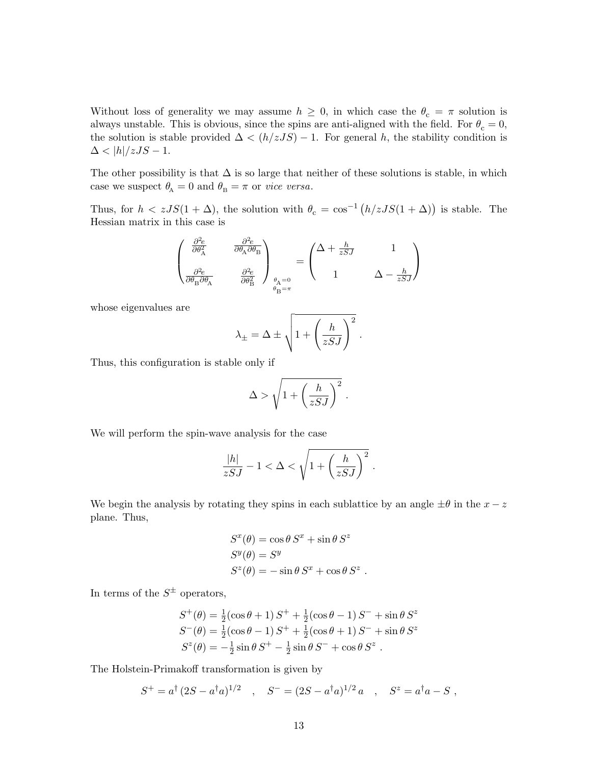Without loss of generality we may assume $h \geq 0$, in which case the $\theta_{\rm c} = \pi$ solution is always unstable. This is obvious, since the spins are anti-aligned with the field. For $\theta_{\rm c} = 0$, the solution is stable provided $\Delta < (h/zJS) - 1$. For general $h$, the stability condition is $\Delta < |h|/zJS - 1$.

The other possibility is that $\Delta$ is so large that neither of these solutions is stable, in which case we suspect $\theta_{\rm A} = 0$ and $\theta_{\rm B} = \pi$ or *vice versa*.

Thus, for $h < zJS(1 + \Delta)$, the solution with $\theta_{\rm c} = \cos^{-1}\big(h/zJS(1+\Delta)\big)$ is stable. The Hessian matrix in this case is

$$
\begin{pmatrix} \frac{\partial^2 e}{\partial \theta_{\rm A}^2} & \frac{\partial^2 e}{\partial \theta_{\rm A} \partial \theta_{\rm B}} \\ \\ \frac{\partial^2 e}{\partial \theta_{\rm B} \partial \theta_{\rm A}} & \frac{\partial^2 e}{\partial \theta_{\rm B}^2} \end{pmatrix}_{\substack{\theta_{\rm A}=0 \\ \theta_{\rm B}=\pi}} = \begin{pmatrix} \Delta + \frac{h}{zSJ} & 1 \\ \\ 1 & \Delta - \frac{h}{zSJ} \end{pmatrix}
$$

whose eigenvalues are

$$
\lambda_{\pm} = \Delta \pm \sqrt{1 + \left(\frac{h}{zSJ}\right)^2} \ .
$$

Thus, this configuration is stable only if

$$
\Delta > \sqrt{1 + \left(\frac{h}{zSJ}\right)^2} \ .
$$

We will perform the spin-wave analysis for the case

$$
\frac{|h|}{zSJ} - 1 < \Delta < \sqrt{1 + \left(\frac{h}{zSJ}\right)^2} \ .
$$

We begin the analysis by rotating they spins in each sublattice by an angle $\pm\theta$ in the $x-z$ plane. Thus,

$$
\begin{aligned}
S^x(\theta) &= \cos\theta \, S^x + \sin\theta \, S^z \\
S^y(\theta) &= S^y \\
S^z(\theta) &= -\sin\theta \, S^x + \cos\theta \, S^z \ .
\end{aligned}
$$

In terms of the $S^{\pm}$ operators,

$$
\begin{aligned}
S^+(\theta) &= \tfrac{1}{2}(\cos\theta + 1) \, S^+ + \tfrac{1}{2}(\cos\theta - 1) \, S^- + \sin\theta \, S^z \\
S^-(\theta) &= \tfrac{1}{2}(\cos\theta - 1) \, S^+ + \tfrac{1}{2}(\cos\theta + 1) \, S^- + \sin\theta \, S^z \\
S^z(\theta) &= -\tfrac{1}{2}\sin\theta \, S^+ - \tfrac{1}{2}\sin\theta \, S^- + \cos\theta \, S^z \ .
\end{aligned}
$$

The Holstein-Primakoff transformation is given by

$$
S^+ = a^\dagger \, (2S - a^\dagger a)^{1/2} \quad , \quad S^- = (2S - a^\dagger a)^{1/2} \, a \quad , \quad S^z = a^\dagger a - S \ ,
$$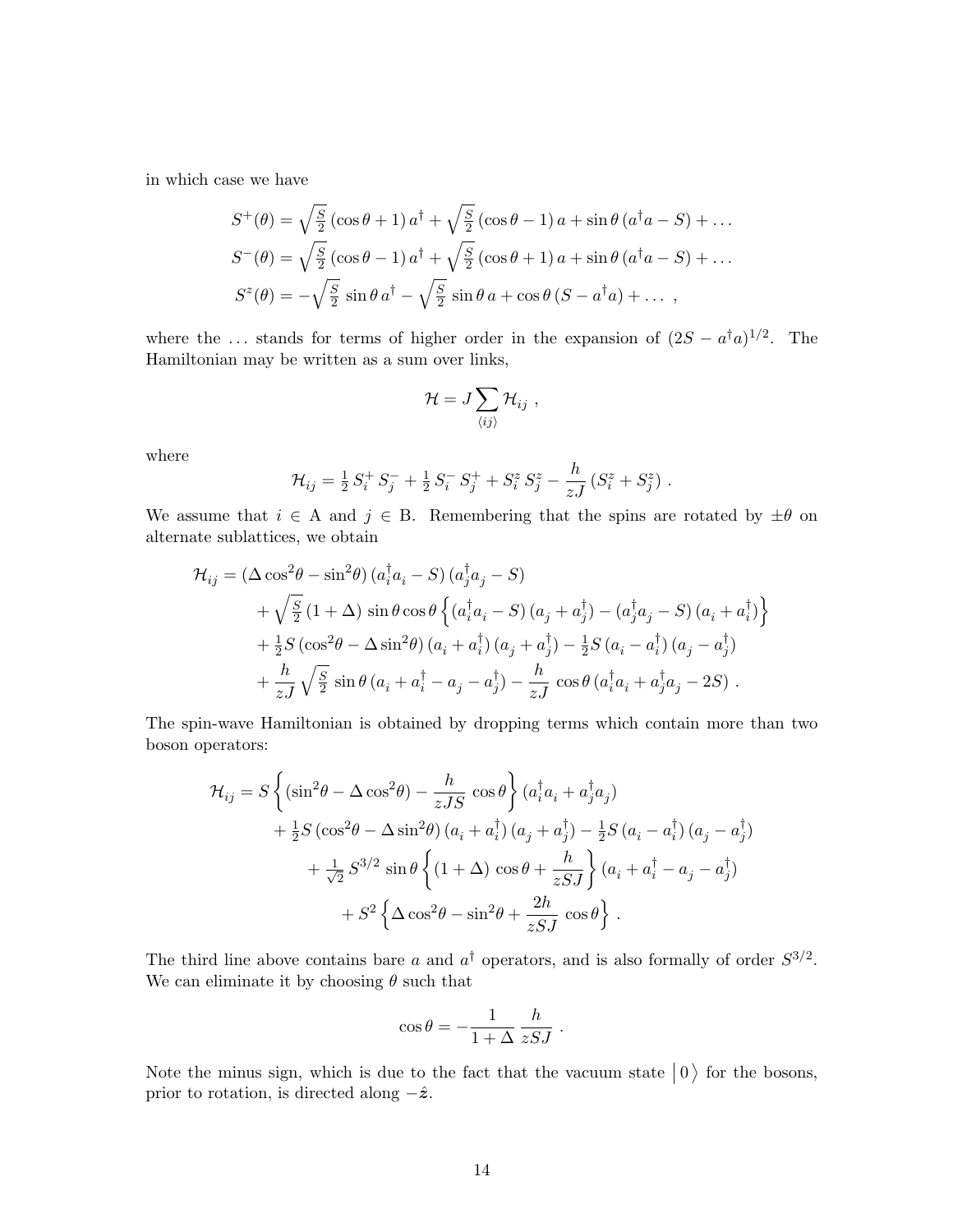in which case we have

$$
\begin{aligned}
S^+(\theta) &= \sqrt{\tfrac{S}{2}}\,(\cos\theta + 1)\,a^\dagger + \sqrt{\tfrac{S}{2}}\,(\cos\theta - 1)\,a + \sin\theta\,(a^\dagger a - S) + \ldots \\
S^-(\theta) &= \sqrt{\tfrac{S}{2}}\,(\cos\theta - 1)\,a^\dagger + \sqrt{\tfrac{S}{2}}\,(\cos\theta + 1)\,a + \sin\theta\,(a^\dagger a - S) + \ldots \\
S^z(\theta) &= -\sqrt{\tfrac{S}{2}}\,\sin\theta\,a^\dagger - \sqrt{\tfrac{S}{2}}\,\sin\theta\,a + \cos\theta\,(S - a^\dagger a) + \ldots\ ,
\end{aligned}
$$

where the $\ldots$ stands for terms of higher order in the expansion of $(2S - a^\dagger a)^{1/2}$. The Hamiltonian may be written as a sum over links,

$$
\mathcal{H} = J \sum_{\langle ij \rangle} \mathcal{H}_{ij}\ ,
$$

where

$$
\mathcal{H}_{ij} = \tfrac{1}{2}\,S_i^+\,S_j^- + \tfrac{1}{2}\,S_i^-\,S_j^+ + S_i^z\,S_j^z - \frac{h}{zJ}\,(S_i^z + S_j^z)\ .
$$

We assume that $i \in$ A and $j \in$ B. Remembering that the spins are rotated by $\pm\theta$ on alternate sublattices, we obtain

$$
\begin{aligned}
\mathcal{H}_{ij} &= (\Delta\cos^2\theta - \sin^2\theta)\,(a_i^\dagger a_i - S)\,(a_j^\dagger a_j - S) \\
&\quad + \sqrt{\tfrac{S}{2}}\,(1+\Delta)\,\sin\theta\cos\theta\,\Big\{(a_i^\dagger a_i - S)\,(a_j + a_j^\dagger) - (a_j^\dagger a_j - S)\,(a_i + a_i^\dagger)\Big\} \\
&\quad + \tfrac{1}{2}S\,(\cos^2\theta - \Delta\sin^2\theta)\,(a_i + a_i^\dagger)\,(a_j + a_j^\dagger) - \tfrac{1}{2}S\,(a_i - a_i^\dagger)\,(a_j - a_j^\dagger) \\
&\quad + \frac{h}{zJ}\sqrt{\tfrac{S}{2}}\,\sin\theta\,(a_i + a_i^\dagger - a_j - a_j^\dagger) - \frac{h}{zJ}\,\cos\theta\,(a_i^\dagger a_i + a_j^\dagger a_j - 2S)\ .
\end{aligned}
$$

The spin-wave Hamiltonian is obtained by dropping terms which contain more than two boson operators:

$$
\begin{aligned}
\mathcal{H}_{ij} &= S\left\{(\sin^2\theta - \Delta\cos^2\theta) - \frac{h}{zJS}\,\cos\theta\right\}(a_i^\dagger a_i + a_j^\dagger a_j) \\
&\quad + \tfrac{1}{2}S\,(\cos^2\theta - \Delta\sin^2\theta)\,(a_i + a_i^\dagger)\,(a_j + a_j^\dagger) - \tfrac{1}{2}S\,(a_i - a_i^\dagger)\,(a_j - a_j^\dagger) \\
&\quad + \tfrac{1}{\sqrt{2}}\,S^{3/2}\,\sin\theta\left\{(1+\Delta)\,\cos\theta + \frac{h}{zSJ}\right\}(a_i + a_i^\dagger - a_j - a_j^\dagger) \\
&\quad + S^2\left\{\Delta\cos^2\theta - \sin^2\theta + \frac{2h}{zSJ}\,\cos\theta\right\}\ .
\end{aligned}
$$

The third line above contains bare $a$ and $a^\dagger$ operators, and is also formally of order $S^{3/2}$. We can eliminate it by choosing $\theta$ such that

$$
\cos\theta = -\frac{1}{1+\Delta}\,\frac{h}{zSJ}\ .
$$

Note the minus sign, which is due to the fact that the vacuum state $\big|\,0\,\big\rangle$ for the bosons, prior to rotation, is directed along $-\hat{\boldsymbol{z}}$.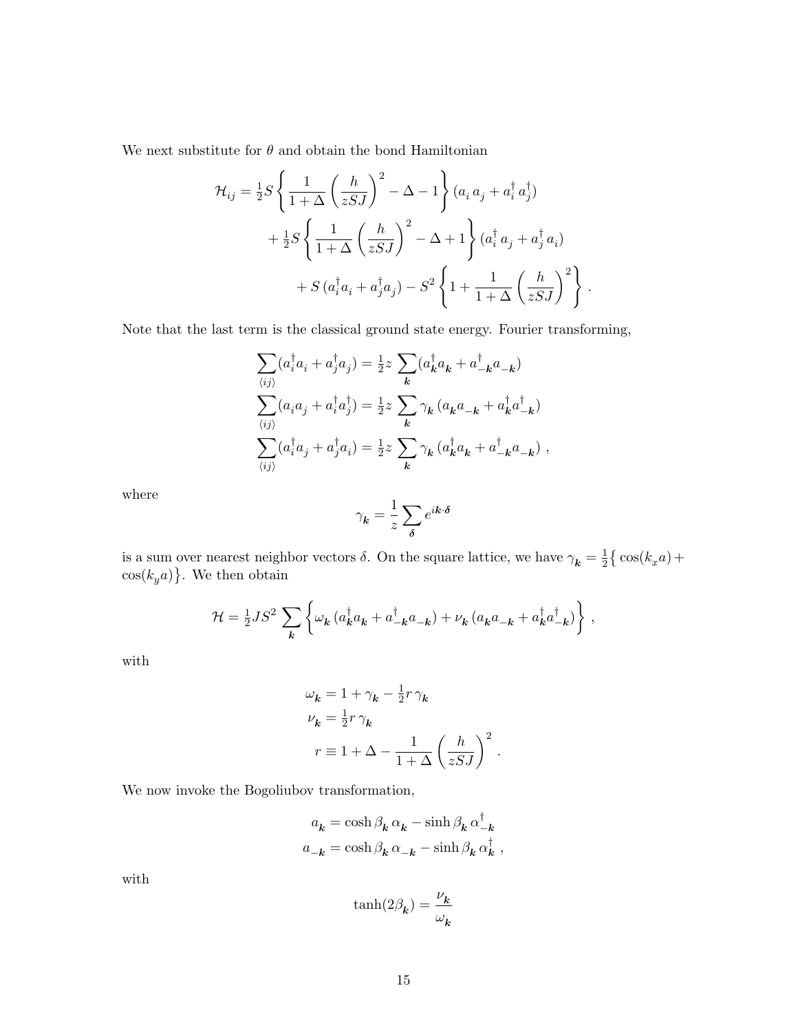We next substitute for $\theta$ and obtain the bond Hamiltonian

$$
\begin{aligned}
\mathcal{H}_{ij} = \tfrac{1}{2} S \left\{ \frac{1}{1+\Delta} \left( \frac{h}{zSJ} \right)^2 - \Delta - 1 \right\} (a_i \, a_j + a_i^\dagger \, a_j^\dagger) \\
+ \tfrac{1}{2} S \left\{ \frac{1}{1+\Delta} \left( \frac{h}{zSJ} \right)^2 - \Delta + 1 \right\} (a_i^\dagger \, a_j + a_j^\dagger \, a_i) \\
+ S \, (a_i^\dagger a_i + a_j^\dagger a_j) - S^2 \left\{ 1 + \frac{1}{1+\Delta} \left( \frac{h}{zSJ} \right)^2 \right\} .
\end{aligned}
$$

Note that the last term is the classical ground state energy. Fourier transforming,

$$
\begin{aligned}
\sum_{\langle ij \rangle} (a_i^\dagger a_i + a_j^\dagger a_j) &= \tfrac{1}{2} z \sum_{\boldsymbol{k}} (a_{\boldsymbol{k}}^\dagger a_{\boldsymbol{k}} + a_{-\boldsymbol{k}}^\dagger a_{-\boldsymbol{k}}) \\
\sum_{\langle ij \rangle} (a_i a_j + a_i^\dagger a_j^\dagger) &= \tfrac{1}{2} z \sum_{\boldsymbol{k}} \gamma_{\boldsymbol{k}} \, (a_{\boldsymbol{k}} a_{-\boldsymbol{k}} + a_{\boldsymbol{k}}^\dagger a_{-\boldsymbol{k}}^\dagger) \\
\sum_{\langle ij \rangle} (a_i^\dagger a_j + a_j^\dagger a_i) &= \tfrac{1}{2} z \sum_{\boldsymbol{k}} \gamma_{\boldsymbol{k}} \, (a_{\boldsymbol{k}}^\dagger a_{\boldsymbol{k}} + a_{-\boldsymbol{k}}^\dagger a_{-\boldsymbol{k}}) \ ,
\end{aligned}
$$

where

$$
\gamma_{\boldsymbol{k}} = \frac{1}{z} \sum_{\boldsymbol{\delta}} e^{i \boldsymbol{k} \cdot \boldsymbol{\delta}}
$$

is a sum over nearest neighbor vectors $\delta$. On the square lattice, we have $\gamma_{\boldsymbol{k}} = \frac{1}{2} \big\{ \cos(k_x a) + \cos(k_y a) \big\}$. We then obtain

$$
\mathcal{H} = \tfrac{1}{2} J S^2 \sum_{\boldsymbol{k}} \left\{ \omega_{\boldsymbol{k}} \, (a_{\boldsymbol{k}}^\dagger a_{\boldsymbol{k}} + a_{-\boldsymbol{k}}^\dagger a_{-\boldsymbol{k}}) + \nu_{\boldsymbol{k}} \, (a_{\boldsymbol{k}} a_{-\boldsymbol{k}} + a_{\boldsymbol{k}}^\dagger a_{-\boldsymbol{k}}^\dagger) \right\} ,
$$

with

$$
\begin{aligned}
\omega_{\boldsymbol{k}} &= 1 + \gamma_{\boldsymbol{k}} - \tfrac{1}{2} r \, \gamma_{\boldsymbol{k}} \\
\nu_{\boldsymbol{k}} &= \tfrac{1}{2} r \, \gamma_{\boldsymbol{k}} \\
r &\equiv 1 + \Delta - \frac{1}{1+\Delta} \left( \frac{h}{zSJ} \right)^2 .
\end{aligned}
$$

We now invoke the Bogoliubov transformation,

$$
\begin{aligned}
a_{\boldsymbol{k}} &= \cosh \beta_{\boldsymbol{k}} \, \alpha_{\boldsymbol{k}} - \sinh \beta_{\boldsymbol{k}} \, \alpha_{-\boldsymbol{k}}^\dagger \\
a_{-\boldsymbol{k}} &= \cosh \beta_{\boldsymbol{k}} \, \alpha_{-\boldsymbol{k}} - \sinh \beta_{\boldsymbol{k}} \, \alpha_{\boldsymbol{k}}^\dagger \ ,
\end{aligned}
$$

with

$$
\tanh(2\beta_{\boldsymbol{k}}) = \frac{\nu_{\boldsymbol{k}}}{\omega_{\boldsymbol{k}}}
$$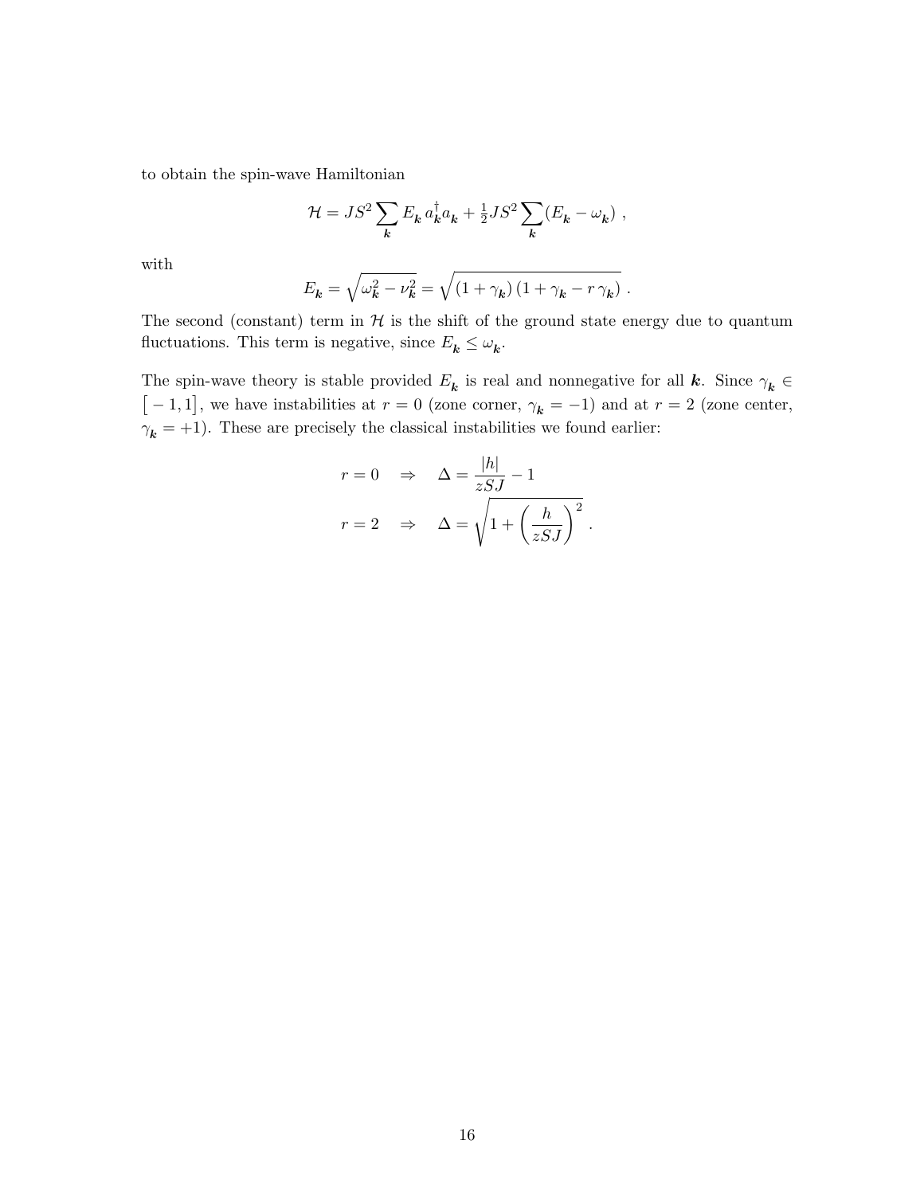to obtain the spin-wave Hamiltonian

$$\mathcal{H} = JS^2 \sum_{\boldsymbol{k}} E_{\boldsymbol{k}}\, a^\dagger_{\boldsymbol{k}} a_{\boldsymbol{k}} + \tfrac{1}{2} JS^2 \sum_{\boldsymbol{k}} (E_{\boldsymbol{k}} - \omega_{\boldsymbol{k}}) \ ,$$

with

$$E_{\boldsymbol{k}} = \sqrt{\omega^2_{\boldsymbol{k}} - \nu^2_{\boldsymbol{k}}} = \sqrt{(1+\gamma_{\boldsymbol{k}})\,(1+\gamma_{\boldsymbol{k}} - r\,\gamma_{\boldsymbol{k}})} \ .$$

The second (constant) term in $\mathcal{H}$ is the shift of the ground state energy due to quantum fluctuations. This term is negative, since $E_{\boldsymbol{k}} \le \omega_{\boldsymbol{k}}$.

The spin-wave theory is stable provided $E_{\boldsymbol{k}}$ is real and nonnegative for all $\boldsymbol{k}$. Since $\gamma_{\boldsymbol{k}} \in \big[-1, 1\big]$, we have instabilities at $r = 0$ (zone corner, $\gamma_{\boldsymbol{k}} = -1$) and at $r = 2$ (zone center, $\gamma_{\boldsymbol{k}} = +1$). These are precisely the classical instabilities we found earlier:

$$\begin{aligned} r = 0 \quad &\Rightarrow \quad \Delta = \frac{|h|}{zSJ} - 1 \\ r = 2 \quad &\Rightarrow \quad \Delta = \sqrt{1 + \left(\frac{h}{zSJ}\right)^2} \ . \end{aligned}$$